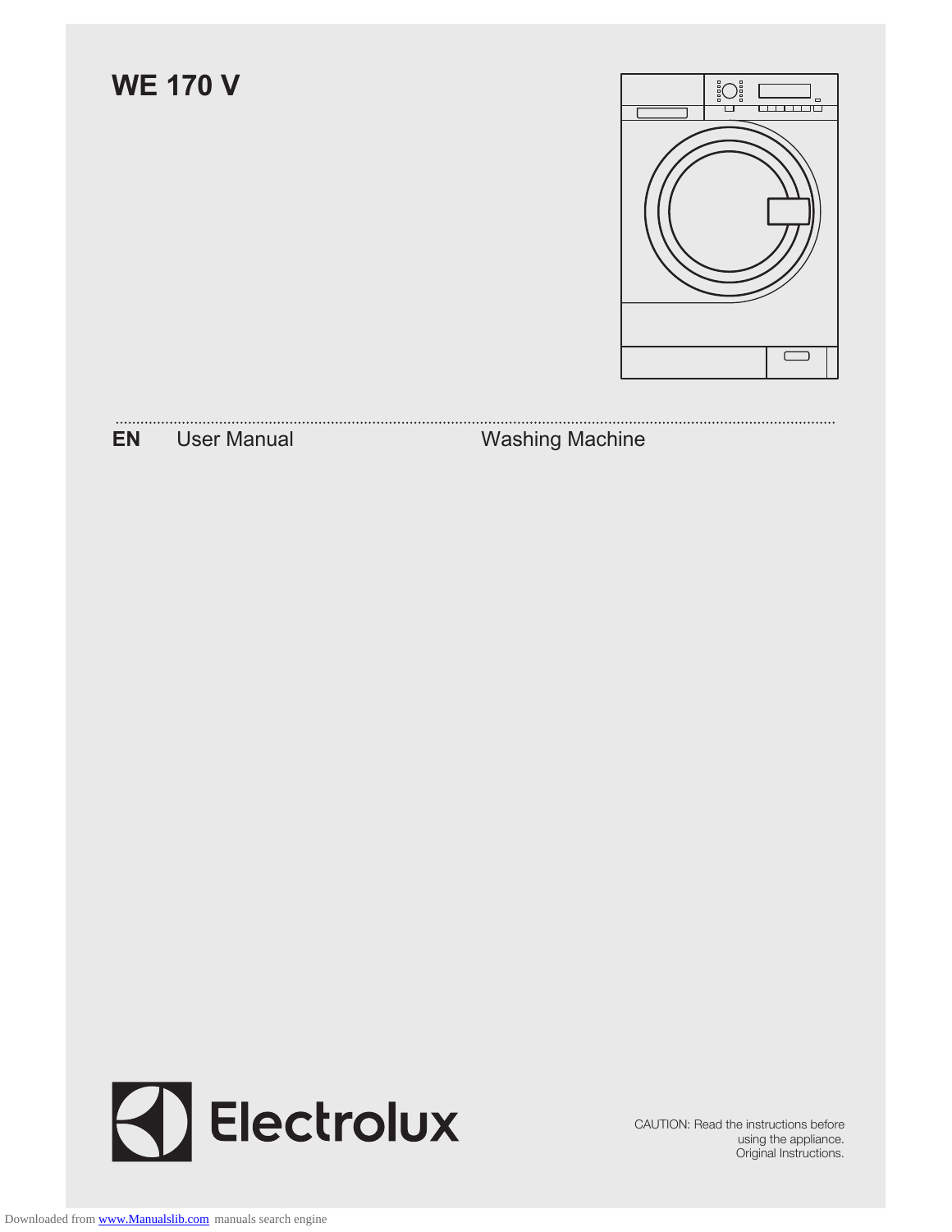# WE 170 V

**EN** User Manual Washing Machine

Electrolux

CAUTION: Read the instructions before using the appliance.
Original Instructions.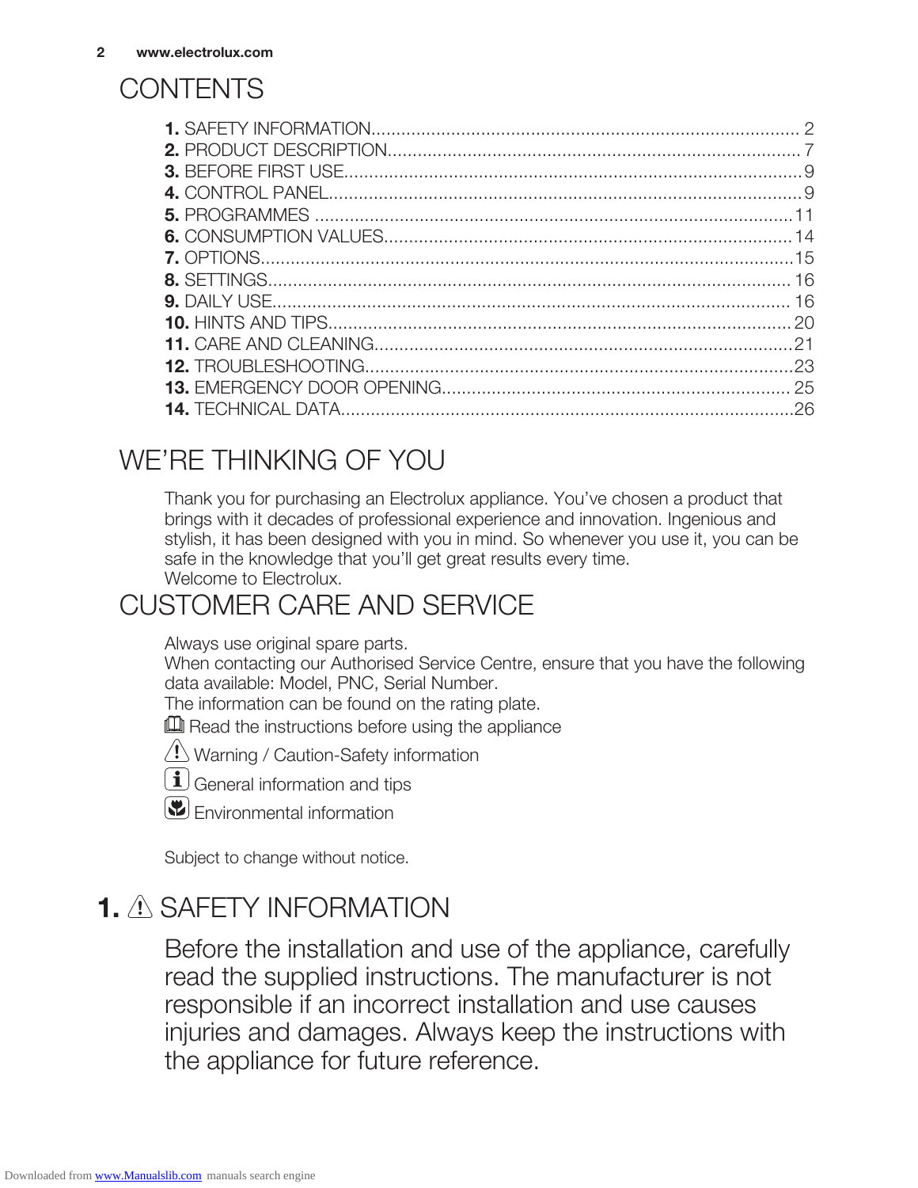# CONTENTS

**1.** SAFETY INFORMATION..................................................................................... 2
**2.** PRODUCT DESCRIPTION.................................................................................. 7
**3.** BEFORE FIRST USE...........................................................................................9
**4.** CONTROL PANEL..............................................................................................9
**5.** PROGRAMMES ...............................................................................................11
**6.** CONSUMPTION VALUES.................................................................................14
**7.** OPTIONS..........................................................................................................15
**8.** SETTINGS....................................................................................................... 16
**9.** DAILY USE...................................................................................................... 16
**10.** HINTS AND TIPS............................................................................................20
**11.** CARE AND CLEANING...................................................................................21
**12.** TROUBLESHOOTING.....................................................................................23
**13.** EMERGENCY DOOR OPENING..................................................................... 25
**14.** TECHNICAL DATA..........................................................................................26

# WE'RE THINKING OF YOU

Thank you for purchasing an Electrolux appliance. You've chosen a product that brings with it decades of professional experience and innovation. Ingenious and stylish, it has been designed with you in mind. So whenever you use it, you can be safe in the knowledge that you'll get great results every time.
Welcome to Electrolux.

# CUSTOMER CARE AND SERVICE

Always use original spare parts.
When contacting our Authorised Service Centre, ensure that you have the following data available: Model, PNC, Serial Number.
The information can be found on the rating plate.

Read the instructions before using the appliance

Warning / Caution-Safety information

General information and tips

Environmental information

Subject to change without notice.

# 1. ⚠ SAFETY INFORMATION

Before the installation and use of the appliance, carefully read the supplied instructions. The manufacturer is not responsible if an incorrect installation and use causes injuries and damages. Always keep the instructions with the appliance for future reference.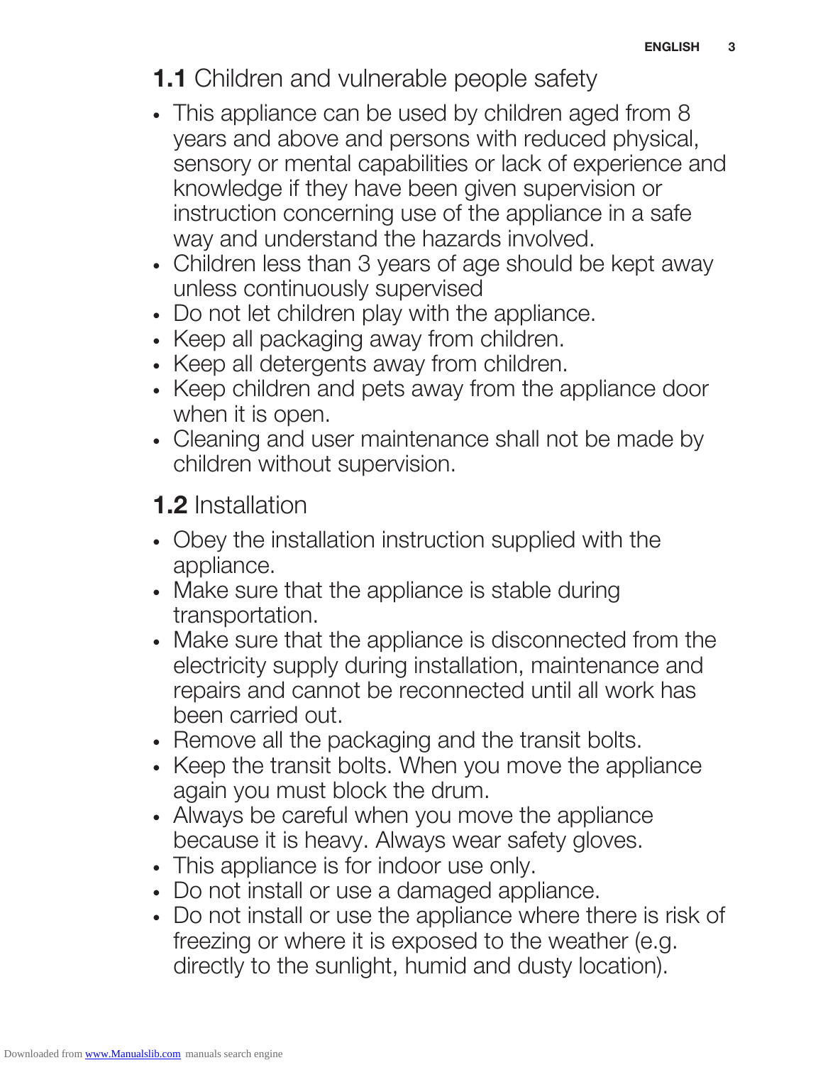## 1.1 Children and vulnerable people safety

- This appliance can be used by children aged from 8 years and above and persons with reduced physical, sensory or mental capabilities or lack of experience and knowledge if they have been given supervision or instruction concerning use of the appliance in a safe way and understand the hazards involved.
- Children less than 3 years of age should be kept away unless continuously supervised
- Do not let children play with the appliance.
- Keep all packaging away from children.
- Keep all detergents away from children.
- Keep children and pets away from the appliance door when it is open.
- Cleaning and user maintenance shall not be made by children without supervision.

## 1.2 Installation

- Obey the installation instruction supplied with the appliance.
- Make sure that the appliance is stable during transportation.
- Make sure that the appliance is disconnected from the electricity supply during installation, maintenance and repairs and cannot be reconnected until all work has been carried out.
- Remove all the packaging and the transit bolts.
- Keep the transit bolts. When you move the appliance again you must block the drum.
- Always be careful when you move the appliance because it is heavy. Always wear safety gloves.
- This appliance is for indoor use only.
- Do not install or use a damaged appliance.
- Do not install or use the appliance where there is risk of freezing or where it is exposed to the weather (e.g. directly to the sunlight, humid and dusty location).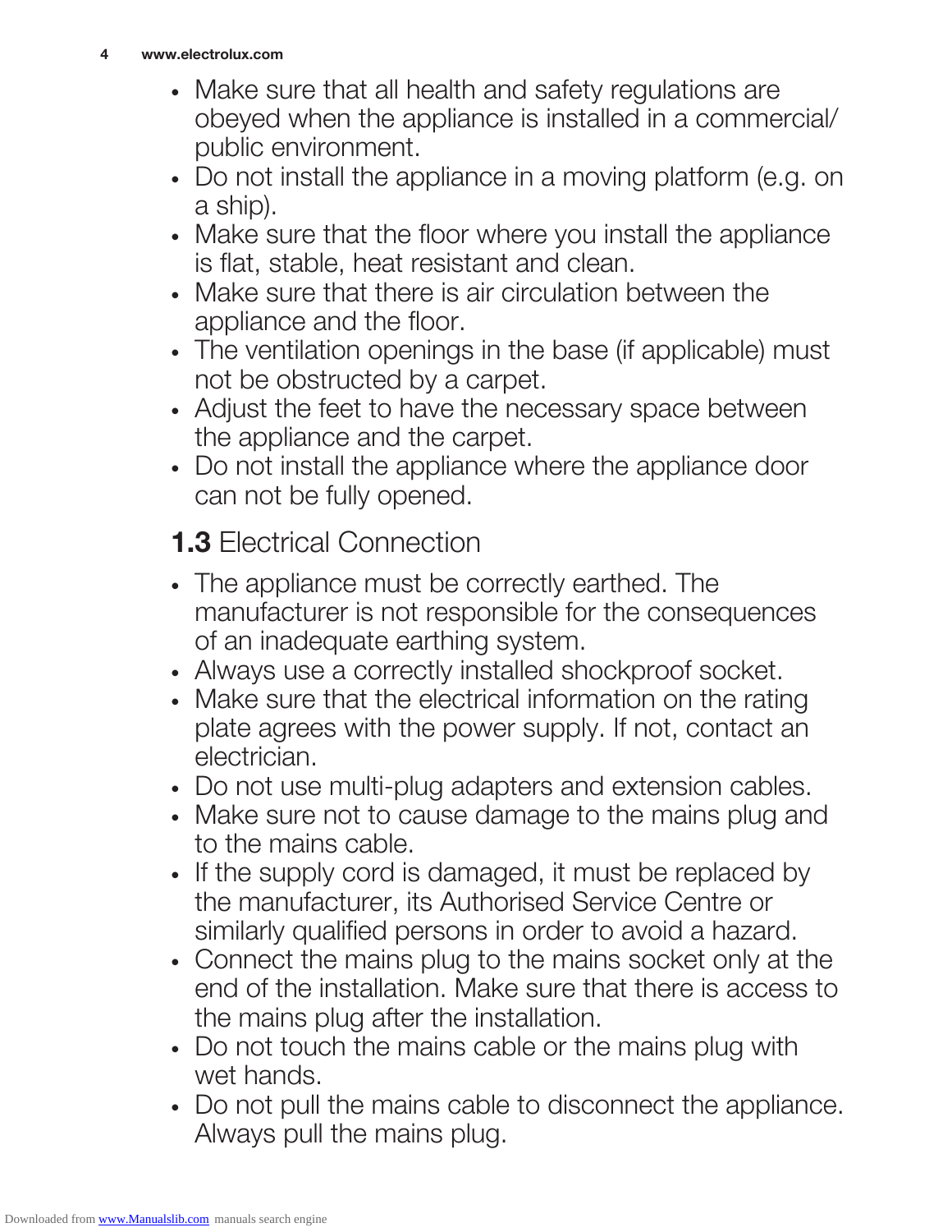- Make sure that all health and safety regulations are obeyed when the appliance is installed in a commercial/ public environment.
- Do not install the appliance in a moving platform (e.g. on a ship).
- Make sure that the floor where you install the appliance is flat, stable, heat resistant and clean.
- Make sure that there is air circulation between the appliance and the floor.
- The ventilation openings in the base (if applicable) must not be obstructed by a carpet.
- Adjust the feet to have the necessary space between the appliance and the carpet.
- Do not install the appliance where the appliance door can not be fully opened.

## **1.3** Electrical Connection

- The appliance must be correctly earthed. The manufacturer is not responsible for the consequences of an inadequate earthing system.
- Always use a correctly installed shockproof socket.
- Make sure that the electrical information on the rating plate agrees with the power supply. If not, contact an electrician.
- Do not use multi-plug adapters and extension cables.
- Make sure not to cause damage to the mains plug and to the mains cable.
- If the supply cord is damaged, it must be replaced by the manufacturer, its Authorised Service Centre or similarly qualified persons in order to avoid a hazard.
- Connect the mains plug to the mains socket only at the end of the installation. Make sure that there is access to the mains plug after the installation.
- Do not touch the mains cable or the mains plug with wet hands.
- Do not pull the mains cable to disconnect the appliance. Always pull the mains plug.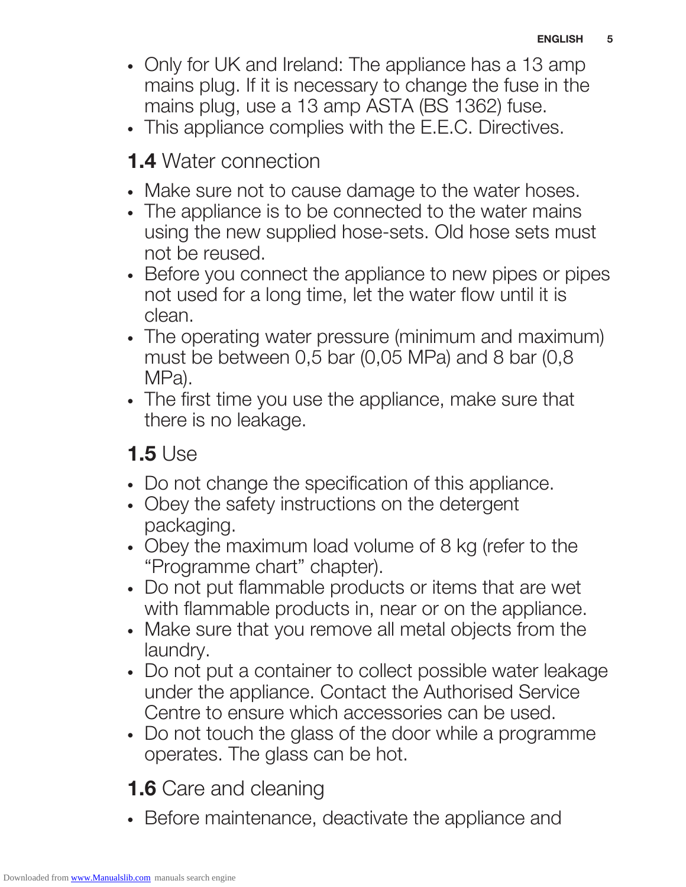- Only for UK and Ireland: The appliance has a 13 amp mains plug. If it is necessary to change the fuse in the mains plug, use a 13 amp ASTA (BS 1362) fuse.
- This appliance complies with the E.E.C. Directives.

## 1.4 Water connection

- Make sure not to cause damage to the water hoses.
- The appliance is to be connected to the water mains using the new supplied hose-sets. Old hose sets must not be reused.
- Before you connect the appliance to new pipes or pipes not used for a long time, let the water flow until it is clean.
- The operating water pressure (minimum and maximum) must be between 0,5 bar (0,05 MPa) and 8 bar (0,8 MPa).
- The first time you use the appliance, make sure that there is no leakage.

## 1.5 Use

- Do not change the specification of this appliance.
- Obey the safety instructions on the detergent packaging.
- Obey the maximum load volume of 8 kg (refer to the “Programme chart” chapter).
- Do not put flammable products or items that are wet with flammable products in, near or on the appliance.
- Make sure that you remove all metal objects from the laundry.
- Do not put a container to collect possible water leakage under the appliance. Contact the Authorised Service Centre to ensure which accessories can be used.
- Do not touch the glass of the door while a programme operates. The glass can be hot.

## 1.6 Care and cleaning

- Before maintenance, deactivate the appliance and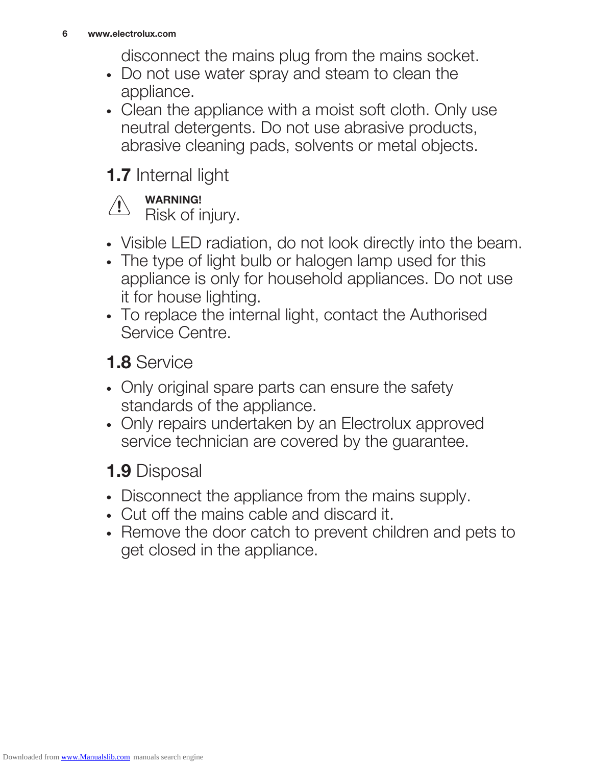disconnect the mains plug from the mains socket.

- Do not use water spray and steam to clean the appliance.
- Clean the appliance with a moist soft cloth. Only use neutral detergents. Do not use abrasive products, abrasive cleaning pads, solvents or metal objects.

## **1.7** Internal light

**WARNING!**
Risk of injury.

- Visible LED radiation, do not look directly into the beam.
- The type of light bulb or halogen lamp used for this appliance is only for household appliances. Do not use it for house lighting.
- To replace the internal light, contact the Authorised Service Centre.

## **1.8** Service

- Only original spare parts can ensure the safety standards of the appliance.
- Only repairs undertaken by an Electrolux approved service technician are covered by the guarantee.

## **1.9** Disposal

- Disconnect the appliance from the mains supply.
- Cut off the mains cable and discard it.
- Remove the door catch to prevent children and pets to get closed in the appliance.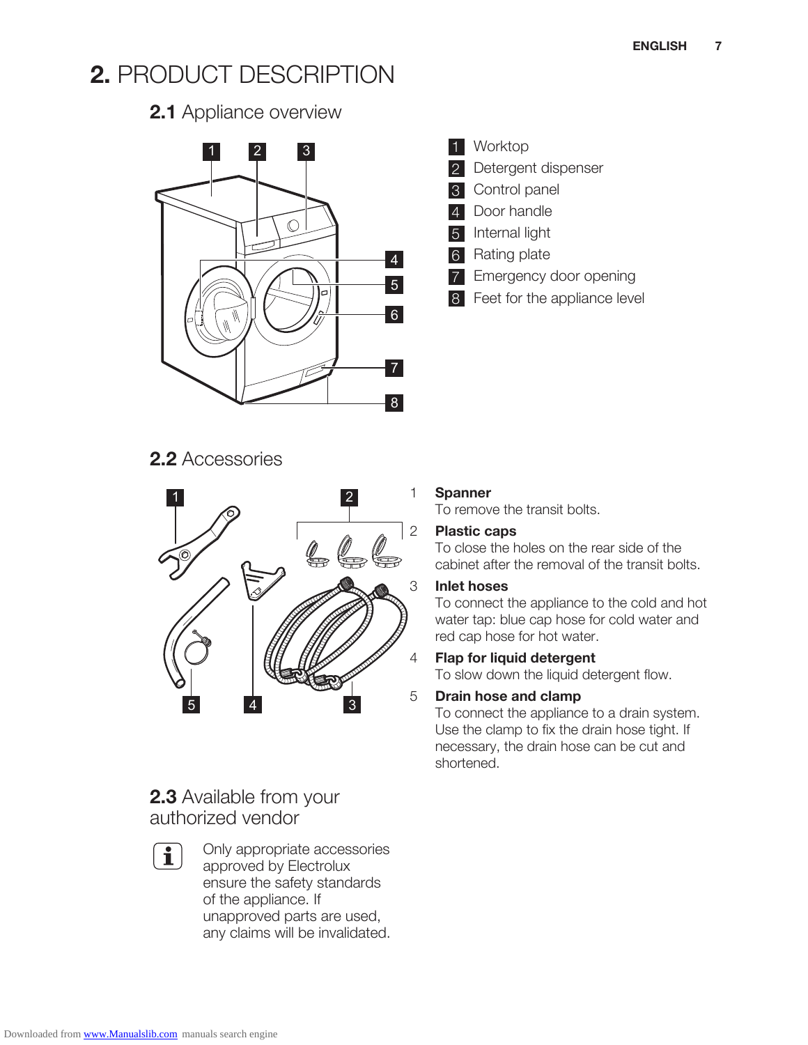# 2. PRODUCT DESCRIPTION

## 2.1 Appliance overview

1. Worktop
2. Detergent dispenser
3. Control panel
4. Door handle
5. Internal light
6. Rating plate
7. Emergency door opening
8. Feet for the appliance level

## 2.2 Accessories

1. **Spanner**
   To remove the transit bolts.
2. **Plastic caps**
   To close the holes on the rear side of the cabinet after the removal of the transit bolts.
3. **Inlet hoses**
   To connect the appliance to the cold and hot water tap: blue cap hose for cold water and red cap hose for hot water.
4. **Flap for liquid detergent**
   To slow down the liquid detergent flow.
5. **Drain hose and clamp**
   To connect the appliance to a drain system. Use the clamp to fix the drain hose tight. If necessary, the drain hose can be cut and shortened.

## 2.3 Available from your authorized vendor

Only appropriate accessories approved by Electrolux ensure the safety standards of the appliance. If unapproved parts are used, any claims will be invalidated.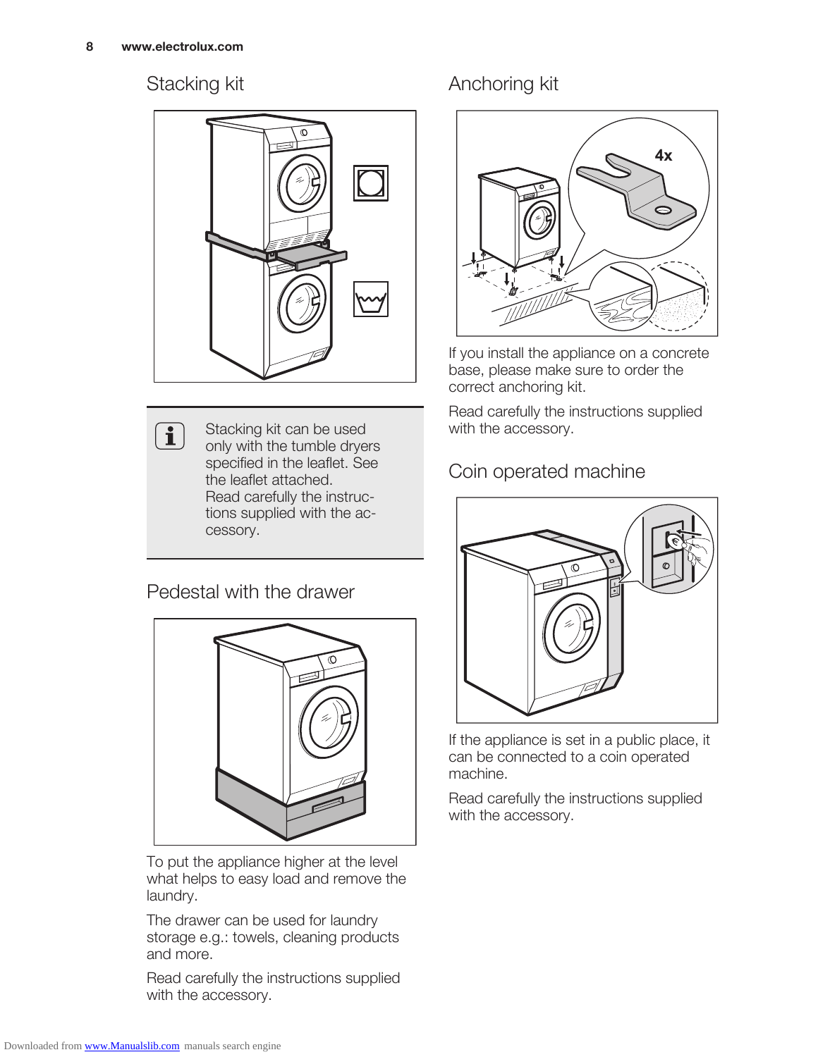## Stacking kit

Stacking kit can be used only with the tumble dryers specified in the leaflet. See the leaflet attached. Read carefully the instructions supplied with the accessory.

## Pedestal with the drawer

To put the appliance higher at the level what helps to easy load and remove the laundry.

The drawer can be used for laundry storage e.g.: towels, cleaning products and more.

Read carefully the instructions supplied with the accessory.

## Anchoring kit

If you install the appliance on a concrete base, please make sure to order the correct anchoring kit.

Read carefully the instructions supplied with the accessory.

## Coin operated machine

If the appliance is set in a public place, it can be connected to a coin operated machine.

Read carefully the instructions supplied with the accessory.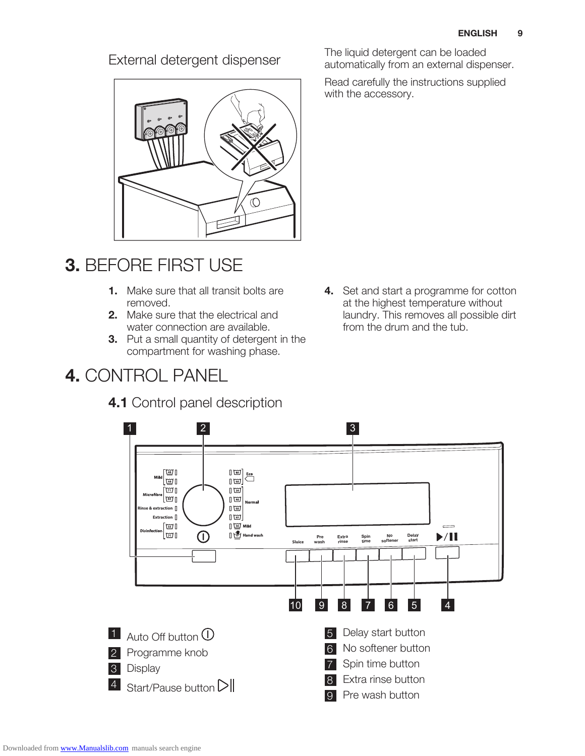External detergent dispenser

The liquid detergent can be loaded automatically from an external dispenser.

Read carefully the instructions supplied with the accessory.

# 3. BEFORE FIRST USE

1. Make sure that all transit bolts are removed.
2. Make sure that the electrical and water connection are available.
3. Put a small quantity of detergent in the compartment for washing phase.
4. Set and start a programme for cotton at the highest temperature without laundry. This removes all possible dirt from the drum and the tub.

# 4. CONTROL PANEL

## 4.1 Control panel description

1. Auto Off button
2. Programme knob
3. Display
4. Start/Pause button
5. Delay start button
6. No softener button
7. Spin time button
8. Extra rinse button
9. Pre wash button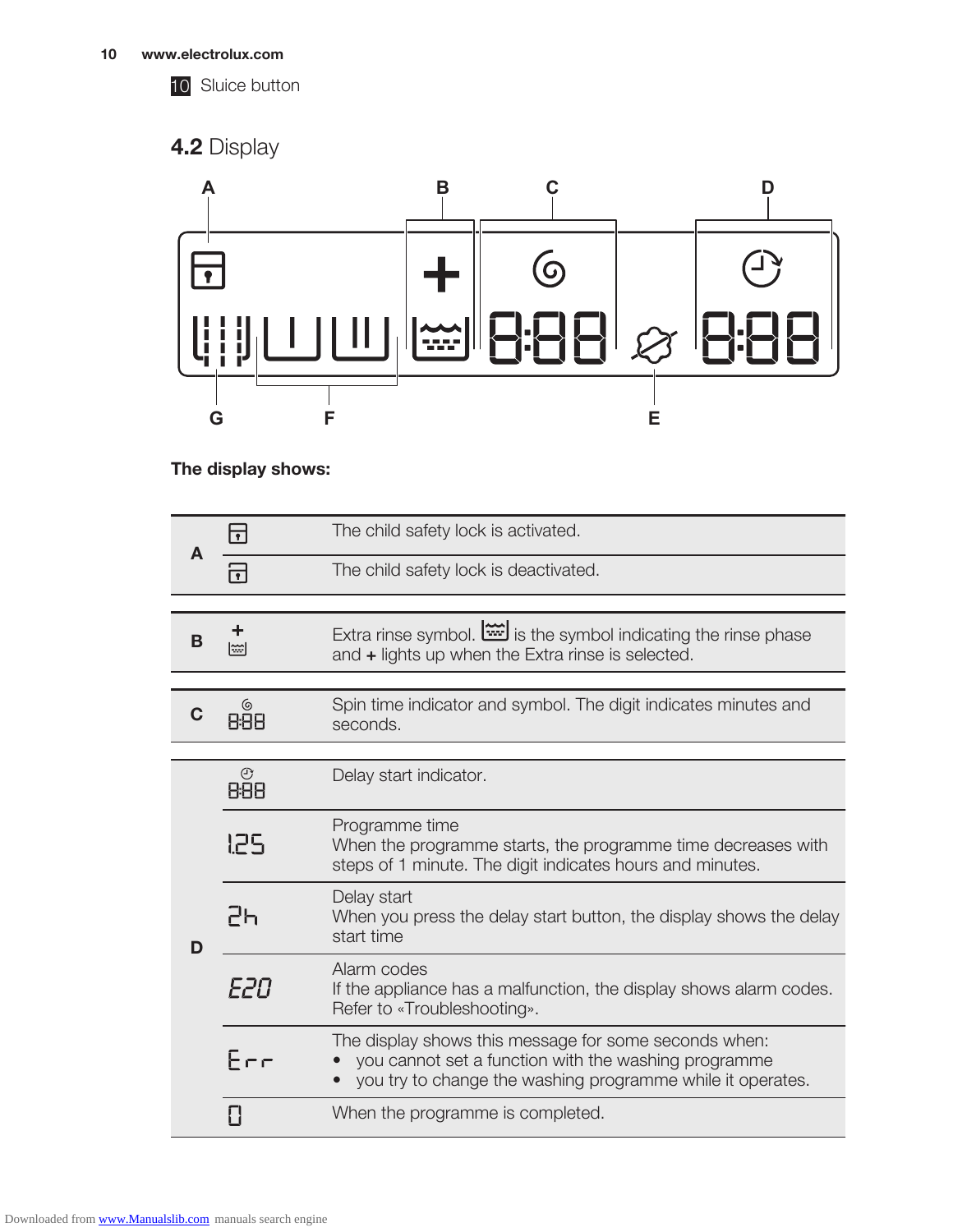10 Sluice button

## 4.2 Display

A B C D

G F E

**The display shows:**

| | Symbol | Description |
|---|---|---|
| A | | The child safety lock is activated. |
| | | The child safety lock is deactivated. |
| B | + | Extra rinse symbol. is the symbol indicating the rinse phase and **+** lights up when the Extra rinse is selected. |
| C | 8:88 | Spin time indicator and symbol. The digit indicates minutes and seconds. |
| D | 8:88 | Delay start indicator. |
| | 1.25 | Programme time<br>When the programme starts, the programme time decreases with steps of 1 minute. The digit indicates hours and minutes. |
| | 2h | Delay start<br>When you press the delay start button, the display shows the delay start time |
| | E20 | Alarm codes<br>If the appliance has a malfunction, the display shows alarm codes. Refer to «Troubleshooting». |
| | Err | The display shows this message for some seconds when:<br>• you cannot set a function with the washing programme<br>• you try to change the washing programme while it operates. |
| | 0 | When the programme is completed. |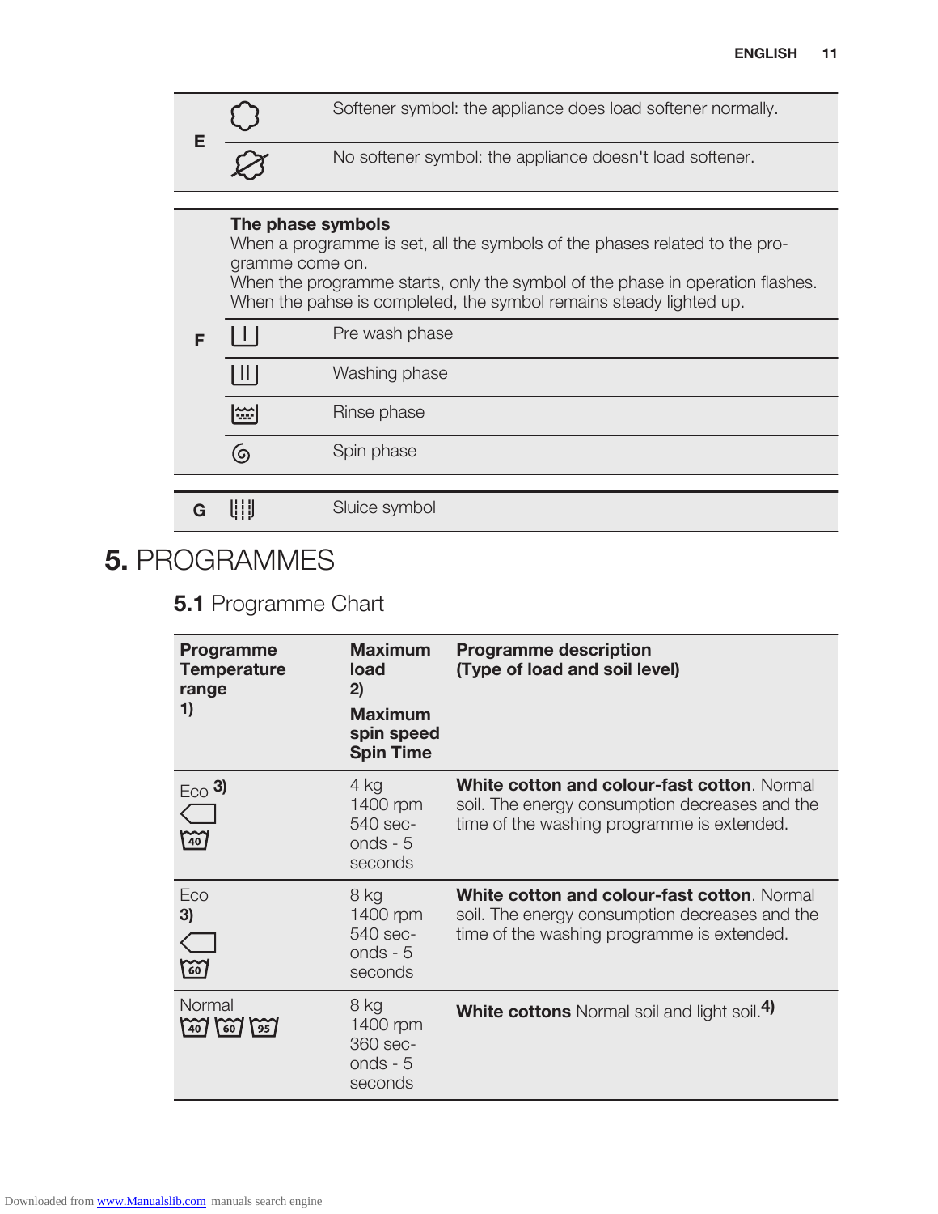| | | |
|---|---|---|
| E | | Softener symbol: the appliance does load softener normally. |
| | | No softener symbol: the appliance doesn't load softener. |

| | | |
|---|---|---|
| F | **The phase symbols** When a programme is set, all the symbols of the phases related to the programme come on. When the programme starts, only the symbol of the phase in operation flashes. When the pahse is completed, the symbol remains steady lighted up. | |
| | | Pre wash phase |
| | | Washing phase |
| | | Rinse phase |
| | | Spin phase |

| | | |
|---|---|---|
| G | | Sluice symbol |

# 5. PROGRAMMES

## 5.1 Programme Chart

| Programme Temperature range 1) | Maximum load 2) Maximum spin speed Spin Time | Programme description (Type of load and soil level) |
|---|---|---|
| Eco 3) 40 | 4 kg 1400 rpm 540 seconds - 5 seconds | **White cotton and colour-fast cotton**. Normal soil. The energy consumption decreases and the time of the washing programme is extended. |
| Eco 3) 60 | 8 kg 1400 rpm 540 seconds - 5 seconds | **White cotton and colour-fast cotton**. Normal soil. The energy consumption decreases and the time of the washing programme is extended. |
| Normal 40 60 95 | 8 kg 1400 rpm 360 seconds - 5 seconds | **White cottons** Normal soil and light soil. 4) |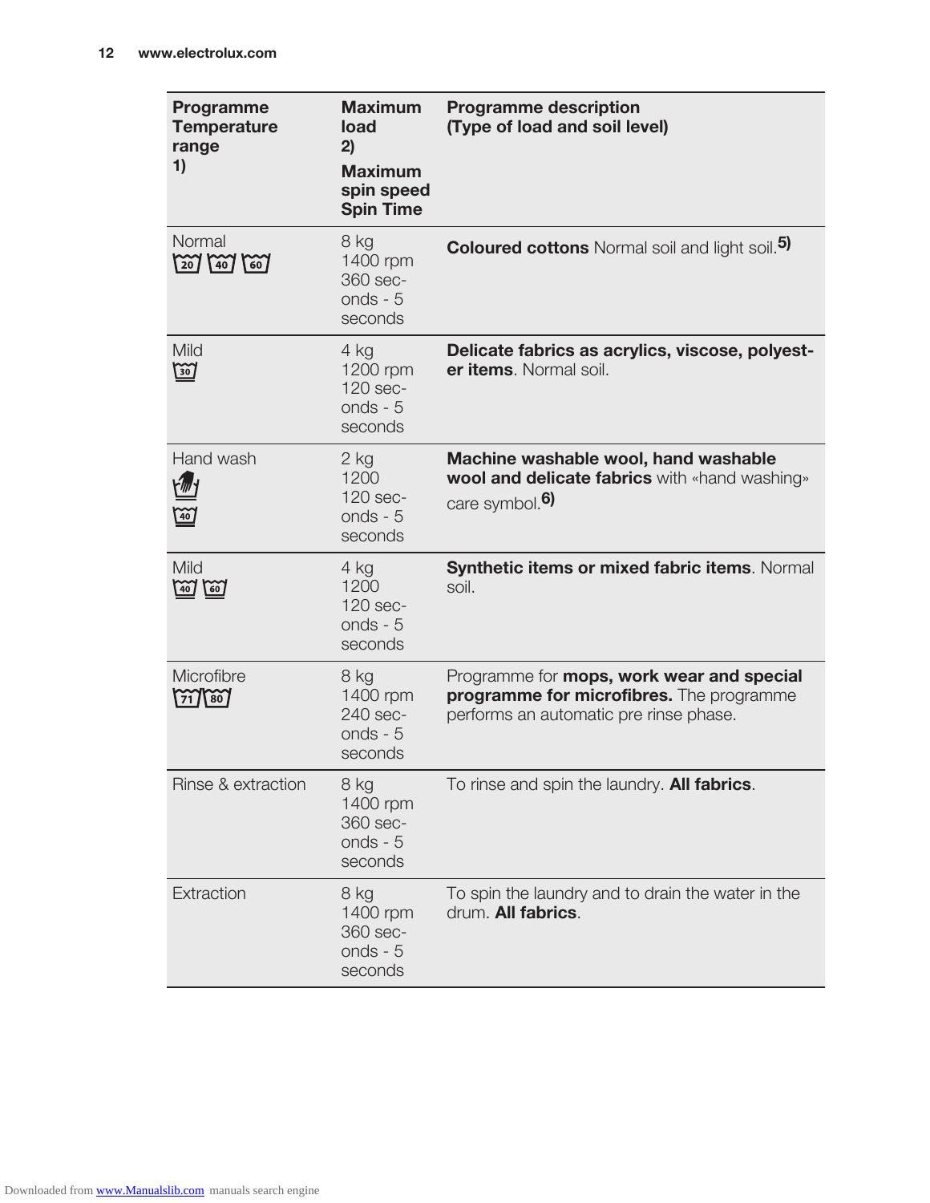| Programme Temperature range 1) | Maximum load 2) Maximum spin speed Spin Time | Programme description (Type of load and soil level) |
|---|---|---|
| Normal 20 40 60 | 8 kg 1400 rpm 360 seconds - 5 seconds | **Coloured cottons** Normal soil and light soil.5) |
| Mild 30 | 4 kg 1200 rpm 120 seconds - 5 seconds | **Delicate fabrics as acrylics, viscose, polyester items**. Normal soil. |
| Hand wash 40 | 2 kg 1200 120 seconds - 5 seconds | **Machine washable wool, hand washable wool and delicate fabrics** with «hand washing» care symbol.6) |
| Mild 40 60 | 4 kg 1200 120 seconds - 5 seconds | **Synthetic items or mixed fabric items**. Normal soil. |
| Microfibre 71 80 | 8 kg 1400 rpm 240 seconds - 5 seconds | Programme for **mops, work wear and special programme for microfibres.** The programme performs an automatic pre rinse phase. |
| Rinse & extraction | 8 kg 1400 rpm 360 seconds - 5 seconds | To rinse and spin the laundry. **All fabrics**. |
| Extraction | 8 kg 1400 rpm 360 seconds - 5 seconds | To spin the laundry and to drain the water in the drum. **All fabrics**. |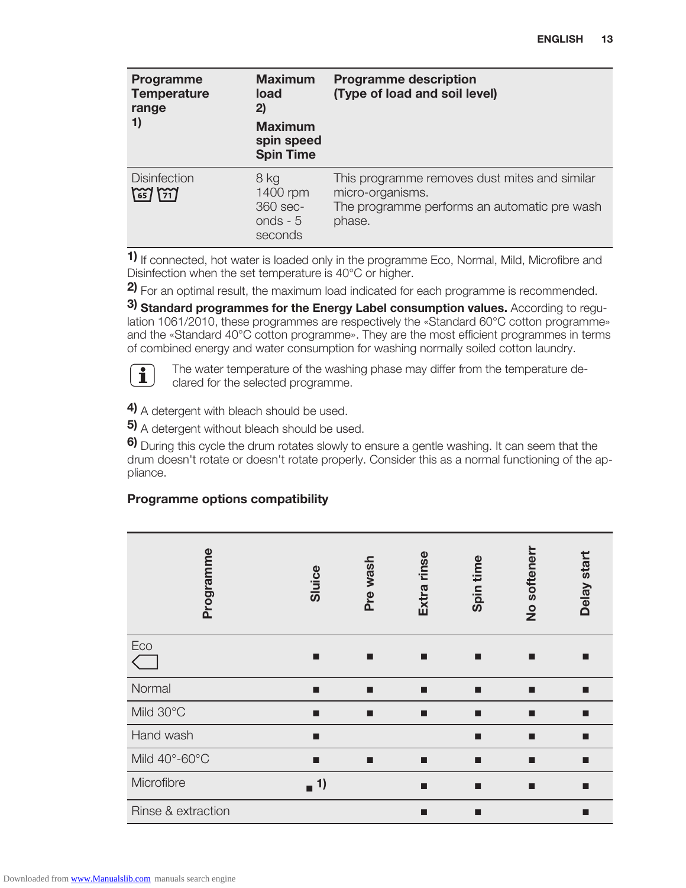| Programme Temperature range 1) | Maximum load 2) Maximum spin speed Spin Time | Programme description (Type of load and soil level) |
|---|---|---|
| Disinfection 65 71 | 8 kg 1400 rpm 360 seconds - 5 seconds | This programme removes dust mites and similar micro-organisms. The programme performs an automatic pre wash phase. |

1) If connected, hot water is loaded only in the programme Eco, Normal, Mild, Microfibre and Disinfection when the set temperature is 40°C or higher.

2) For an optimal result, the maximum load indicated for each programme is recommended.

3) **Standard programmes for the Energy Label consumption values.** According to regulation 1061/2010, these programmes are respectively the «Standard 60°C cotton programme» and the «Standard 40°C cotton programme». They are the most efficient programmes in terms of combined energy and water consumption for washing normally soiled cotton laundry.

The water temperature of the washing phase may differ from the temperature declared for the selected programme.

4) A detergent with bleach should be used.

5) A detergent without bleach should be used.

6) During this cycle the drum rotates slowly to ensure a gentle washing. It can seem that the drum doesn't rotate or doesn't rotate properly. Consider this as a normal functioning of the appliance.

### Programme options compatibility

| Programme | Sluice | Pre wash | Extra rinse | Spin time | No softenerr | Delay start |
|---|---|---|---|---|---|---|
| Eco | ■ | ■ | ■ | ■ | ■ | ■ |
| Normal | ■ | ■ | ■ | ■ | ■ | ■ |
| Mild 30°C | ■ | ■ | ■ | ■ | ■ | ■ |
| Hand wash | ■ | | | ■ | ■ | ■ |
| Mild 40°-60°C | ■ | ■ | ■ | ■ | ■ | ■ |
| Microfibre | ■ 1) | | ■ | ■ | ■ | ■ |
| Rinse & extraction | | | ■ | ■ | | ■ |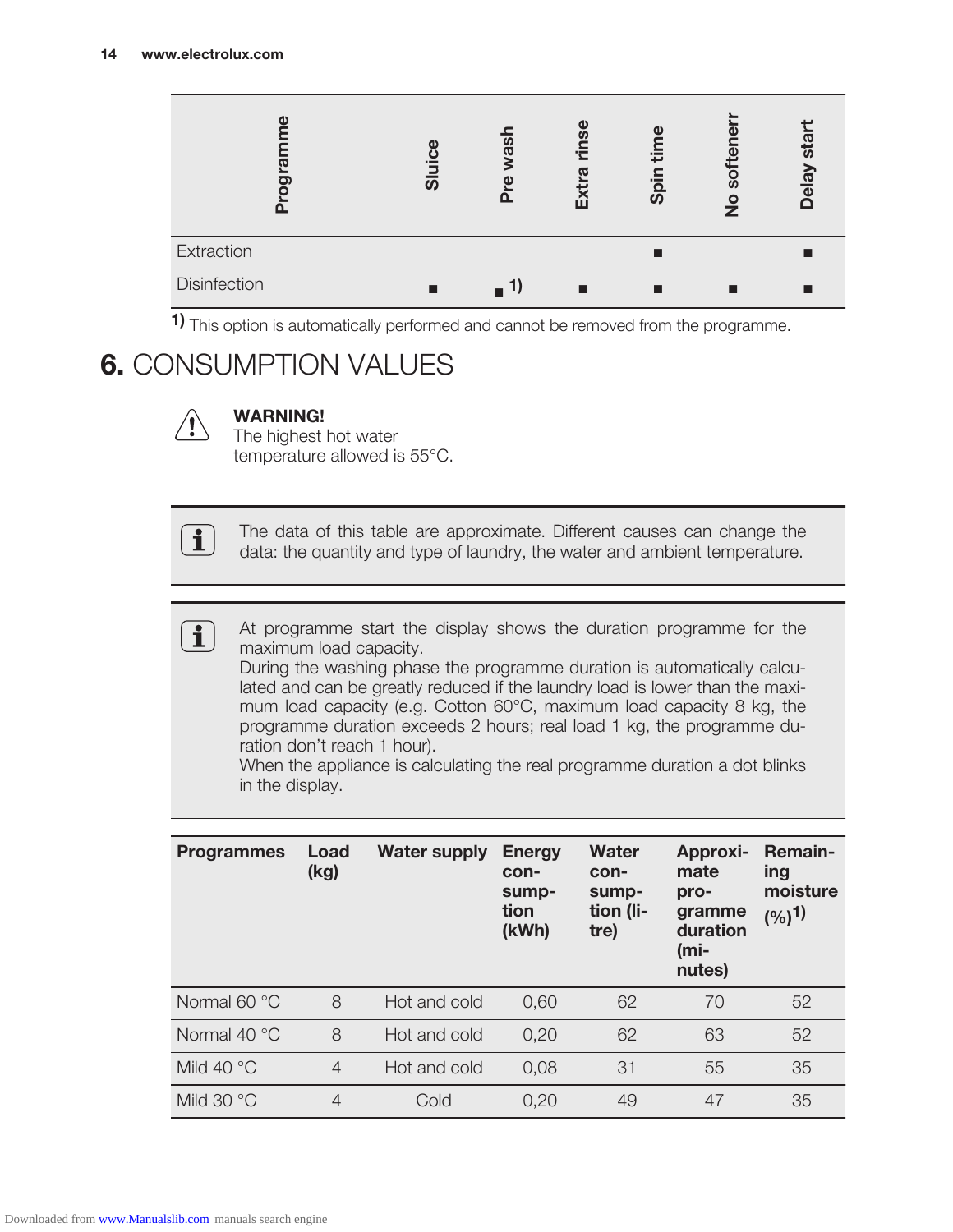| Programme | Sluice | Pre wash | Extra rinse | Spin time | No softenerr | Delay start |
|---|---|---|---|---|---|---|
| Extraction | | | | ■ | | ■ |
| Disinfection | ■ | ■ 1) | ■ | ■ | ■ | ■ |

1) This option is automatically performed and cannot be removed from the programme.

# 6. CONSUMPTION VALUES

**WARNING!**
The highest hot water temperature allowed is 55°C.

The data of this table are approximate. Different causes can change the data: the quantity and type of laundry, the water and ambient temperature.

At programme start the display shows the duration programme for the maximum load capacity.
During the washing phase the programme duration is automatically calculated and can be greatly reduced if the laundry load is lower than the maximum load capacity (e.g. Cotton 60°C, maximum load capacity 8 kg, the programme duration exceeds 2 hours; real load 1 kg, the programme duration don't reach 1 hour).
When the appliance is calculating the real programme duration a dot blinks in the display.

| Programmes | Load (kg) | Water supply | Energy consumption (kWh) | Water consumption (litre) | Approximate programme duration (minutes) | Remaining moisture (%)1) |
|---|---|---|---|---|---|---|
| Normal 60 °C | 8 | Hot and cold | 0,60 | 62 | 70 | 52 |
| Normal 40 °C | 8 | Hot and cold | 0,20 | 62 | 63 | 52 |
| Mild 40 °C | 4 | Hot and cold | 0,08 | 31 | 55 | 35 |
| Mild 30 °C | 4 | Cold | 0,20 | 49 | 47 | 35 |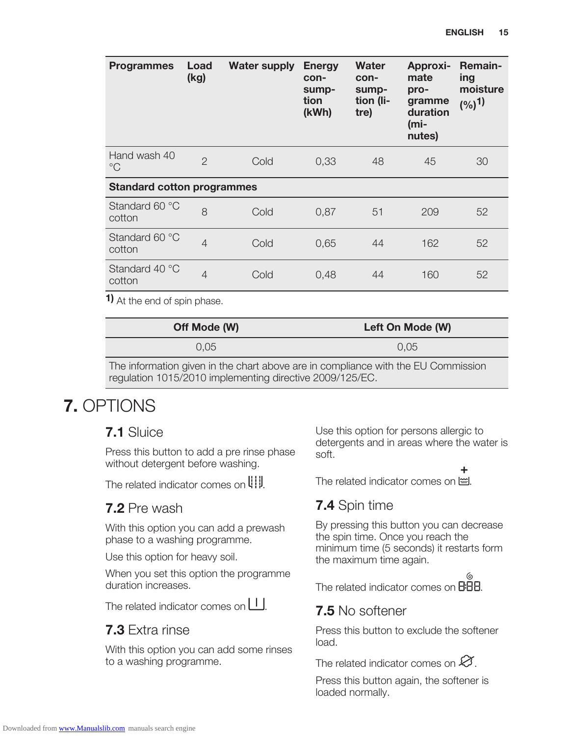| Programmes | Load (kg) | Water supply | Energy consumption (kWh) | Water consumption (litre) | Approximate programme duration (minutes) | Remaining moisture (%)[1] |
|---|---|---|---|---|---|---|
| Hand wash 40 °C | 2 | Cold | 0,33 | 48 | 45 | 30 |
| **Standard cotton programmes** | | | | | | |
| Standard 60 °C cotton | 8 | Cold | 0,87 | 51 | 209 | 52 |
| Standard 60 °C cotton | 4 | Cold | 0,65 | 44 | 162 | 52 |
| Standard 40 °C cotton | 4 | Cold | 0,48 | 44 | 160 | 52 |

1) At the end of spin phase.

| Off Mode (W) | Left On Mode (W) |
|---|---|
| 0,05 | 0,05 |
| The information given in the chart above are in compliance with the EU Commission regulation 1015/2010 implementing directive 2009/125/EC. | |

# 7. OPTIONS

## 7.1 Sluice

Press this button to add a pre rinse phase without detergent before washing.

The related indicator comes on.

## 7.2 Pre wash

With this option you can add a prewash phase to a washing programme.

Use this option for heavy soil.

When you set this option the programme duration increases.

The related indicator comes on.

## 7.3 Extra rinse

With this option you can add some rinses to a washing programme.

Use this option for persons allergic to detergents and in areas where the water is soft.

The related indicator comes on.

## 7.4 Spin time

By pressing this button you can decrease the spin time. Once you reach the minimum time (5 seconds) it restarts form the maximum time again.

The related indicator comes on.

## 7.5 No softener

Press this button to exclude the softener load.

The related indicator comes on.

Press this button again, the softener is loaded normally.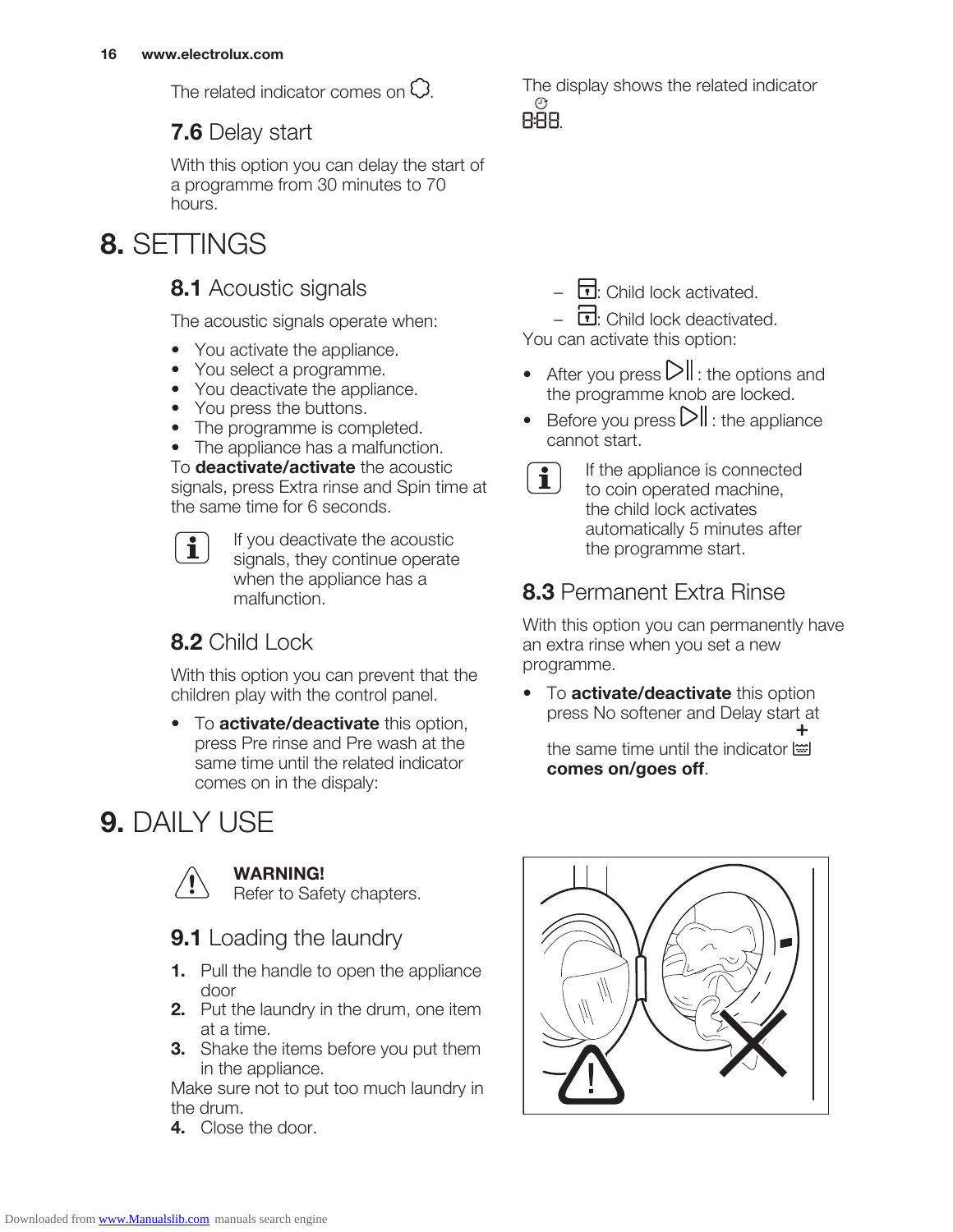The related indicator comes on .

### 7.6 Delay start

With this option you can delay the start of a programme from 30 minutes to 70 hours.

The display shows the related indicator 8:88.

## 8. SETTINGS

### 8.1 Acoustic signals

The acoustic signals operate when:

- You activate the appliance.
- You select a programme.
- You deactivate the appliance.
- You press the buttons.
- The programme is completed.
- The appliance has a malfunction.

To **deactivate/activate** the acoustic signals, press Extra rinse and Spin time at the same time for 6 seconds.

If you deactivate the acoustic signals, they continue operate when the appliance has a malfunction.

### 8.2 Child Lock

With this option you can prevent that the children play with the control panel.

- To **activate/deactivate** this option, press Pre rinse and Pre wash at the same time until the related indicator comes on in the dispaly:
  - : Child lock activated.
  - : Child lock deactivated.

You can activate this option:

- After you press : the options and the programme knob are locked.
- Before you press : the appliance cannot start.

If the appliance is connected to coin operated machine, the child lock activates automatically 5 minutes after the programme start.

### 8.3 Permanent Extra Rinse

With this option you can permanently have an extra rinse when you set a new programme.

- To **activate/deactivate** this option press No softener and Delay start at the same time until the indicator  **comes on/goes off**.

## 9. DAILY USE

**WARNING!**
Refer to Safety chapters.

### 9.1 Loading the laundry

1. Pull the handle to open the appliance door
2. Put the laundry in the drum, one item at a time.
3. Shake the items before you put them in the appliance.

Make sure not to put too much laundry in the drum.

4. Close the door.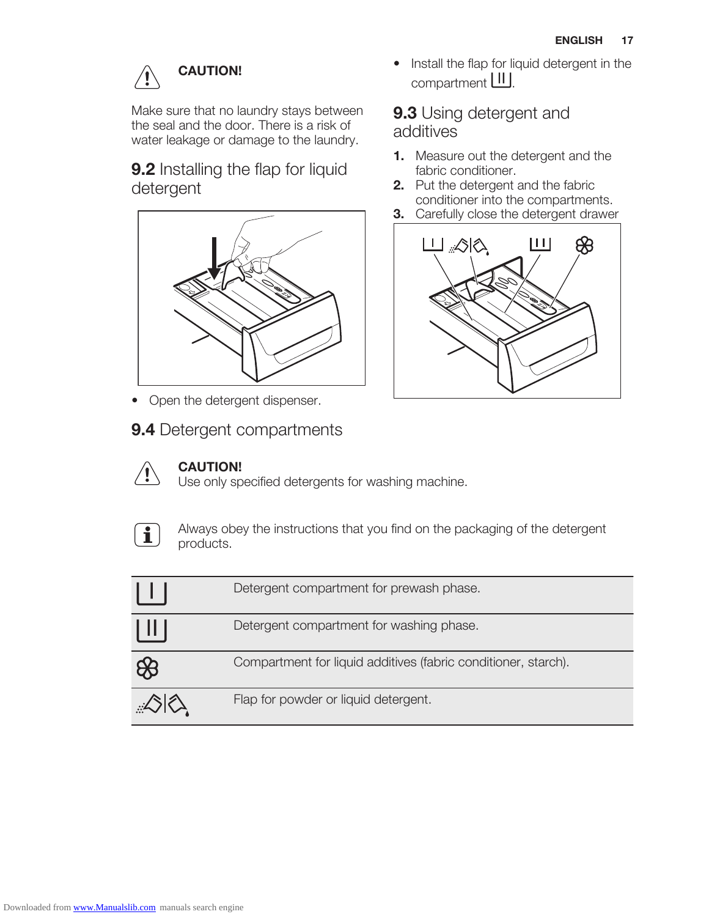> **CAUTION!**
>
> Make sure that no laundry stays between the seal and the door. There is a risk of water leakage or damage to the laundry.

## 9.2 Installing the flap for liquid detergent

- Open the detergent dispenser.
- Install the flap for liquid detergent in the compartment [II].

## 9.3 Using detergent and additives

1. Measure out the detergent and the fabric conditioner.
2. Put the detergent and the fabric conditioner into the compartments.
3. Carefully close the detergent drawer

## 9.4 Detergent compartments

> **CAUTION!**
> Use only specified detergents for washing machine.

> Always obey the instructions that you find on the packaging of the detergent products.

| Symbol | Description |
| --- | --- |
| [I] | Detergent compartment for prewash phase. |
| [II] | Detergent compartment for washing phase. |
| (flower symbol) | Compartment for liquid additives (fabric conditioner, starch). |
| (powder/liquid symbol) | Flap for powder or liquid detergent. |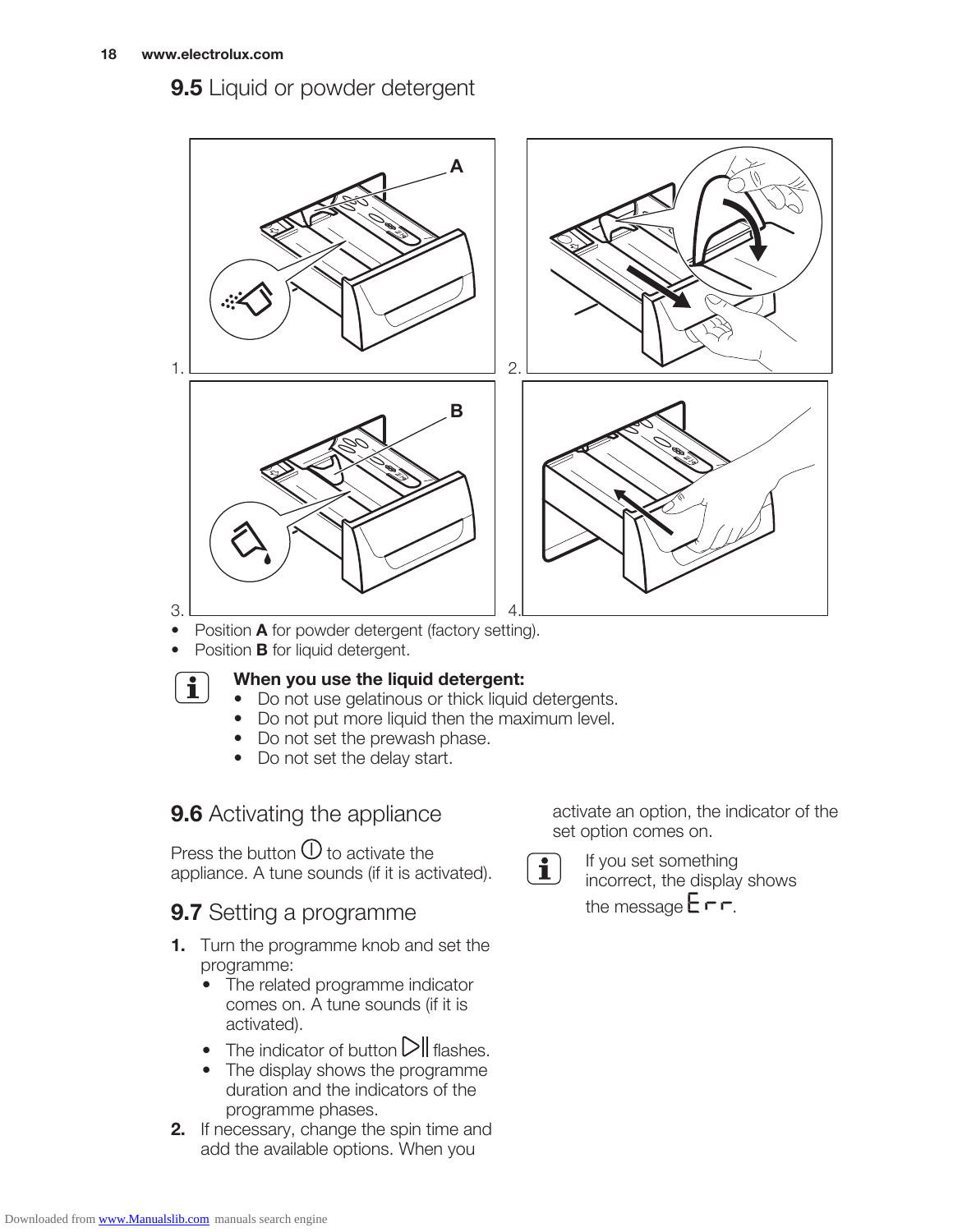## 9.5 Liquid or powder detergent

1.

2.

3.

4.

- Position **A** for powder detergent (factory setting).
- Position **B** for liquid detergent.

**When you use the liquid detergent:**

- Do not use gelatinous or thick liquid detergents.
- Do not put more liquid then the maximum level.
- Do not set the prewash phase.
- Do not set the delay start.

## 9.6 Activating the appliance

Press the button ⏻ to activate the appliance. A tune sounds (if it is activated).

## 9.7 Setting a programme

1. Turn the programme knob and set the programme:
   - The related programme indicator comes on. A tune sounds (if it is activated).
   - The indicator of button ▷|| flashes.
   - The display shows the programme duration and the indicators of the programme phases.
2. If necessary, change the spin time and add the available options. When you activate an option, the indicator of the set option comes on.

If you set something incorrect, the display shows the message Err.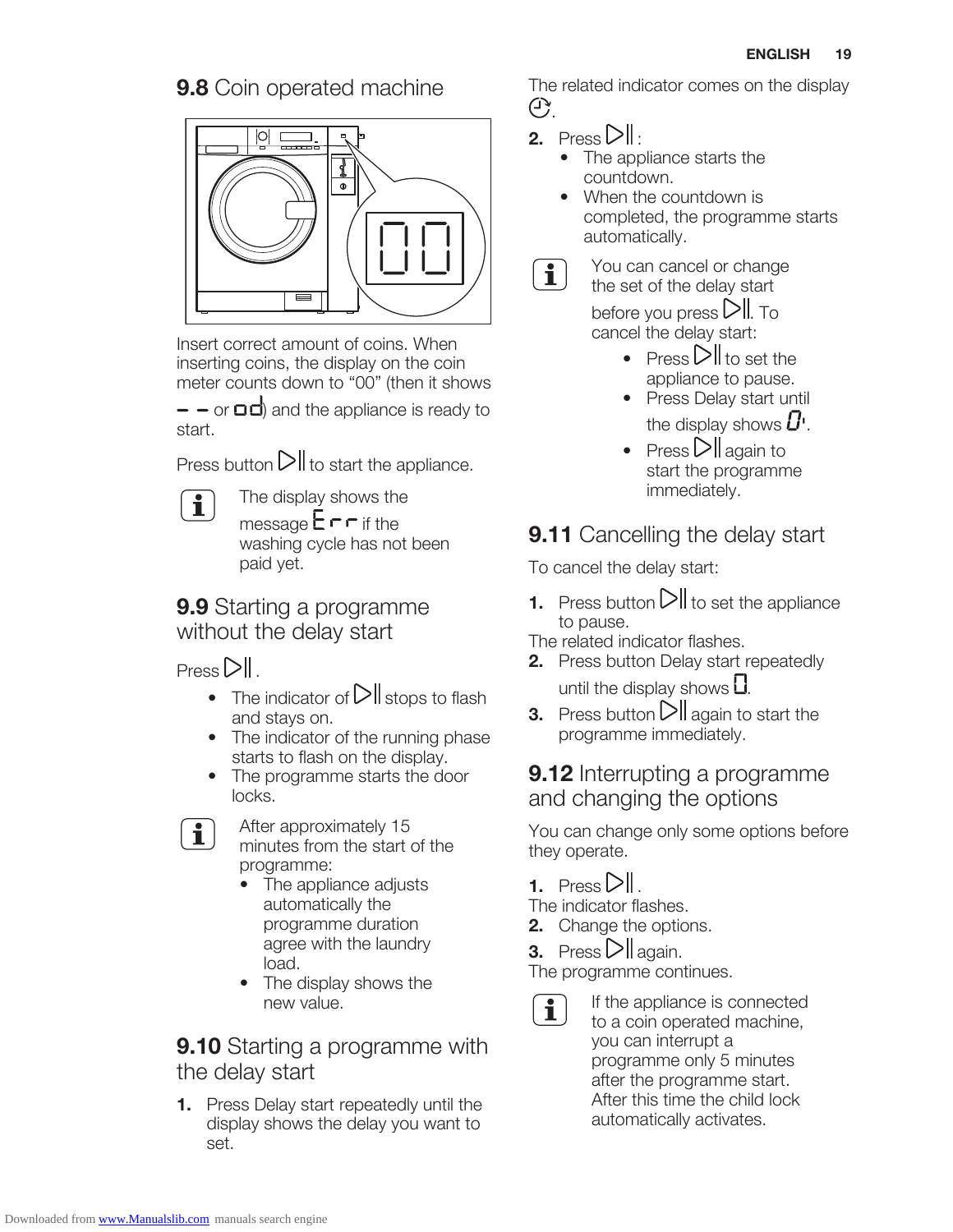## 9.8 Coin operated machine

Insert correct amount of coins. When inserting coins, the display on the coin meter counts down to "00" (then it shows – – or od) and the appliance is ready to start.

Press button ▷‖ to start the appliance.

> The display shows the message Err if the washing cycle has not been paid yet.

## 9.9 Starting a programme without the delay start

Press ▷‖.

- The indicator of ▷‖ stops to flash and stays on.
- The indicator of the running phase starts to flash on the display.
- The programme starts the door locks.

> After approximately 15 minutes from the start of the programme:
> - The appliance adjusts automatically the programme duration agree with the laundry load.
> - The display shows the new value.

## 9.10 Starting a programme with the delay start

1. Press Delay start repeatedly until the display shows the delay you want to set.

The related indicator comes on the display ⏲.

2. Press ▷‖:
   - The appliance starts the countdown.
   - When the countdown is completed, the programme starts automatically.

> You can cancel or change the set of the delay start before you press ▷‖. To cancel the delay start:
> - Press ▷‖ to set the appliance to pause.
> - Press Delay start until the display shows 0'.
> - Press ▷‖ again to start the programme immediately.

## 9.11 Cancelling the delay start

To cancel the delay start:

1. Press button ▷‖ to set the appliance to pause.

The related indicator flashes.

2. Press button Delay start repeatedly until the display shows 0.
3. Press button ▷‖ again to start the programme immediately.

## 9.12 Interrupting a programme and changing the options

You can change only some options before they operate.

1. Press ▷‖.

The indicator flashes.

2. Change the options.
3. Press ▷‖ again.

The programme continues.

> If the appliance is connected to a coin operated machine, you can interrupt a programme only 5 minutes after the programme start. After this time the child lock automatically activates.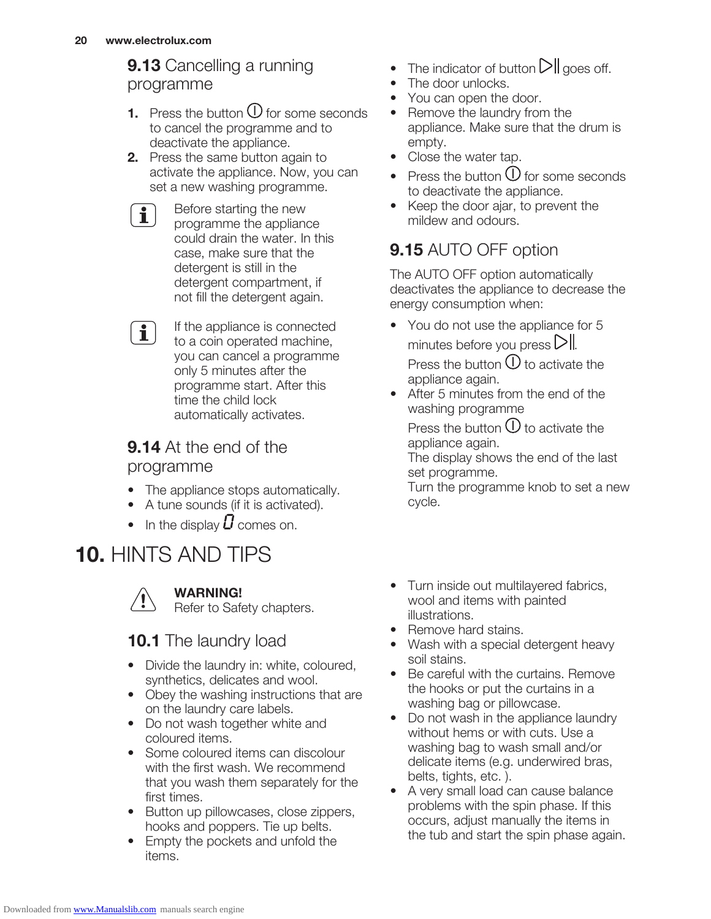## 9.13 Cancelling a running programme

1. Press the button ⏻ for some seconds to cancel the programme and to deactivate the appliance.
2. Press the same button again to activate the appliance. Now, you can set a new washing programme.

Before starting the new programme the appliance could drain the water. In this case, make sure that the detergent is still in the detergent compartment, if not fill the detergent again.

If the appliance is connected to a coin operated machine, you can cancel a programme only 5 minutes after the programme start. After this time the child lock automatically activates.

## 9.14 At the end of the programme

- The appliance stops automatically.
- A tune sounds (if it is activated).
- In the display 0 comes on.
- The indicator of button ▷|| goes off.
- The door unlocks.
- You can open the door.
- Remove the laundry from the appliance. Make sure that the drum is empty.
- Close the water tap.
- Press the button ⏻ for some seconds to deactivate the appliance.
- Keep the door ajar, to prevent the mildew and odours.

## 9.15 AUTO OFF option

The AUTO OFF option automatically deactivates the appliance to decrease the energy consumption when:

- You do not use the appliance for 5 minutes before you press ▷||.
  Press the button ⏻ to activate the appliance again.
- After 5 minutes from the end of the washing programme
  Press the button ⏻ to activate the appliance again.
  The display shows the end of the last set programme.
  Turn the programme knob to set a new cycle.

# 10. HINTS AND TIPS

**WARNING!**
Refer to Safety chapters.

## 10.1 The laundry load

- Divide the laundry in: white, coloured, synthetics, delicates and wool.
- Obey the washing instructions that are on the laundry care labels.
- Do not wash together white and coloured items.
- Some coloured items can discolour with the first wash. We recommend that you wash them separately for the first times.
- Button up pillowcases, close zippers, hooks and poppers. Tie up belts.
- Empty the pockets and unfold the items.
- Turn inside out multilayered fabrics, wool and items with painted illustrations.
- Remove hard stains.
- Wash with a special detergent heavy soil stains.
- Be careful with the curtains. Remove the hooks or put the curtains in a washing bag or pillowcase.
- Do not wash in the appliance laundry without hems or with cuts. Use a washing bag to wash small and/or delicate items (e.g. underwired bras, belts, tights, etc. ).
- A very small load can cause balance problems with the spin phase. If this occurs, adjust manually the items in the tub and start the spin phase again.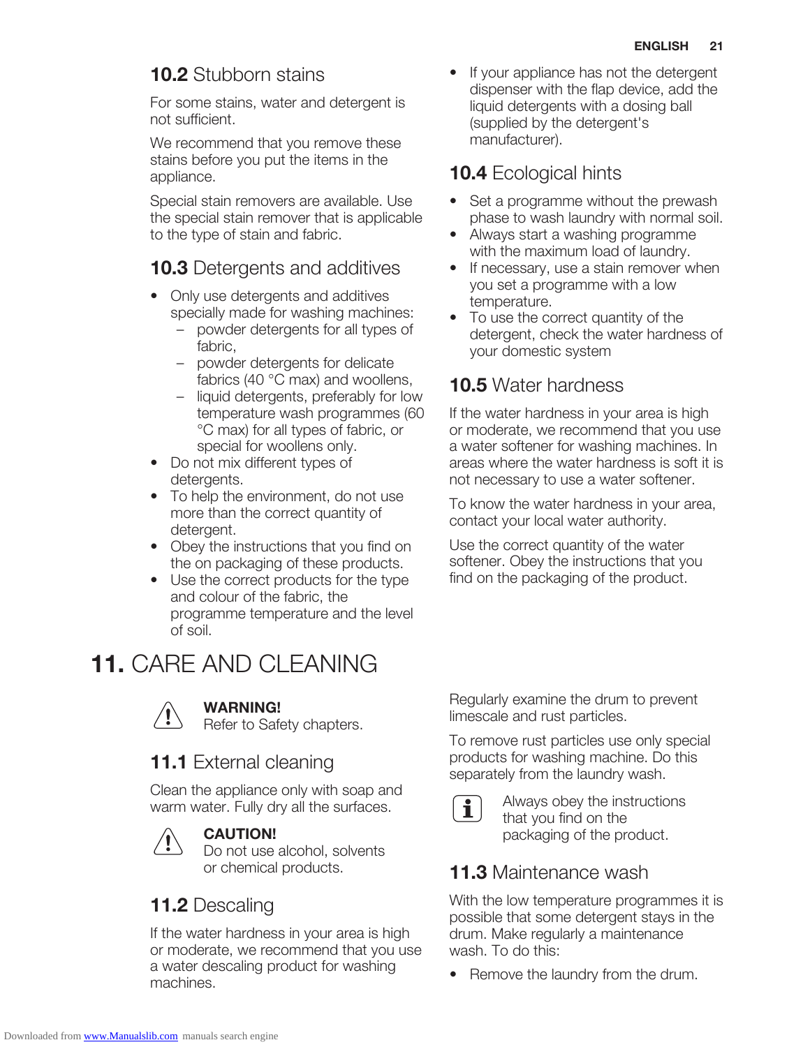## 10.2 Stubborn stains

For some stains, water and detergent is not sufficient.

We recommend that you remove these stains before you put the items in the appliance.

Special stain removers are available. Use the special stain remover that is applicable to the type of stain and fabric.

## 10.3 Detergents and additives

- Only use detergents and additives specially made for washing machines:
  - powder detergents for all types of fabric,
  - powder detergents for delicate fabrics (40 °C max) and woollens,
  - liquid detergents, preferably for low temperature wash programmes (60 °C max) for all types of fabric, or special for woollens only.
- Do not mix different types of detergents.
- To help the environment, do not use more than the correct quantity of detergent.
- Obey the instructions that you find on the on packaging of these products.
- Use the correct products for the type and colour of the fabric, the programme temperature and the level of soil.
- If your appliance has not the detergent dispenser with the flap device, add the liquid detergents with a dosing ball (supplied by the detergent's manufacturer).

## 10.4 Ecological hints

- Set a programme without the prewash phase to wash laundry with normal soil.
- Always start a washing programme with the maximum load of laundry.
- If necessary, use a stain remover when you set a programme with a low temperature.
- To use the correct quantity of the detergent, check the water hardness of your domestic system

## 10.5 Water hardness

If the water hardness in your area is high or moderate, we recommend that you use a water softener for washing machines. In areas where the water hardness is soft it is not necessary to use a water softener.

To know the water hardness in your area, contact your local water authority.

Use the correct quantity of the water softener. Obey the instructions that you find on the packaging of the product.

# 11. CARE AND CLEANING

**WARNING!**
Refer to Safety chapters.

## 11.1 External cleaning

Clean the appliance only with soap and warm water. Fully dry all the surfaces.

**CAUTION!**
Do not use alcohol, solvents or chemical products.

## 11.2 Descaling

If the water hardness in your area is high or moderate, we recommend that you use a water descaling product for washing machines.

Regularly examine the drum to prevent limescale and rust particles.

To remove rust particles use only special products for washing machine. Do this separately from the laundry wash.

Always obey the instructions that you find on the packaging of the product.

## 11.3 Maintenance wash

With the low temperature programmes it is possible that some detergent stays in the drum. Make regularly a maintenance wash. To do this:

- Remove the laundry from the drum.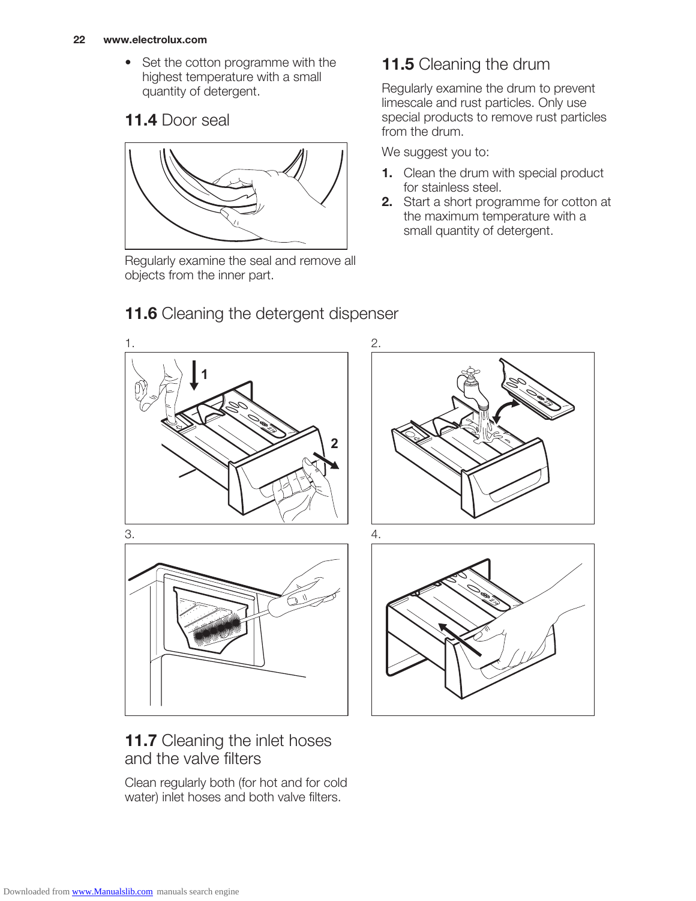- Set the cotton programme with the highest temperature with a small quantity of detergent.

## 11.4 Door seal

Regularly examine the seal and remove all objects from the inner part.

## 11.5 Cleaning the drum

Regularly examine the drum to prevent limescale and rust particles. Only use special products to remove rust particles from the drum.

We suggest you to:

1. Clean the drum with special product for stainless steel.
2. Start a short programme for cotton at the maximum temperature with a small quantity of detergent.

## 11.6 Cleaning the detergent dispenser

1.

2.

3.

4.

## 11.7 Cleaning the inlet hoses and the valve filters

Clean regularly both (for hot and for cold water) inlet hoses and both valve filters.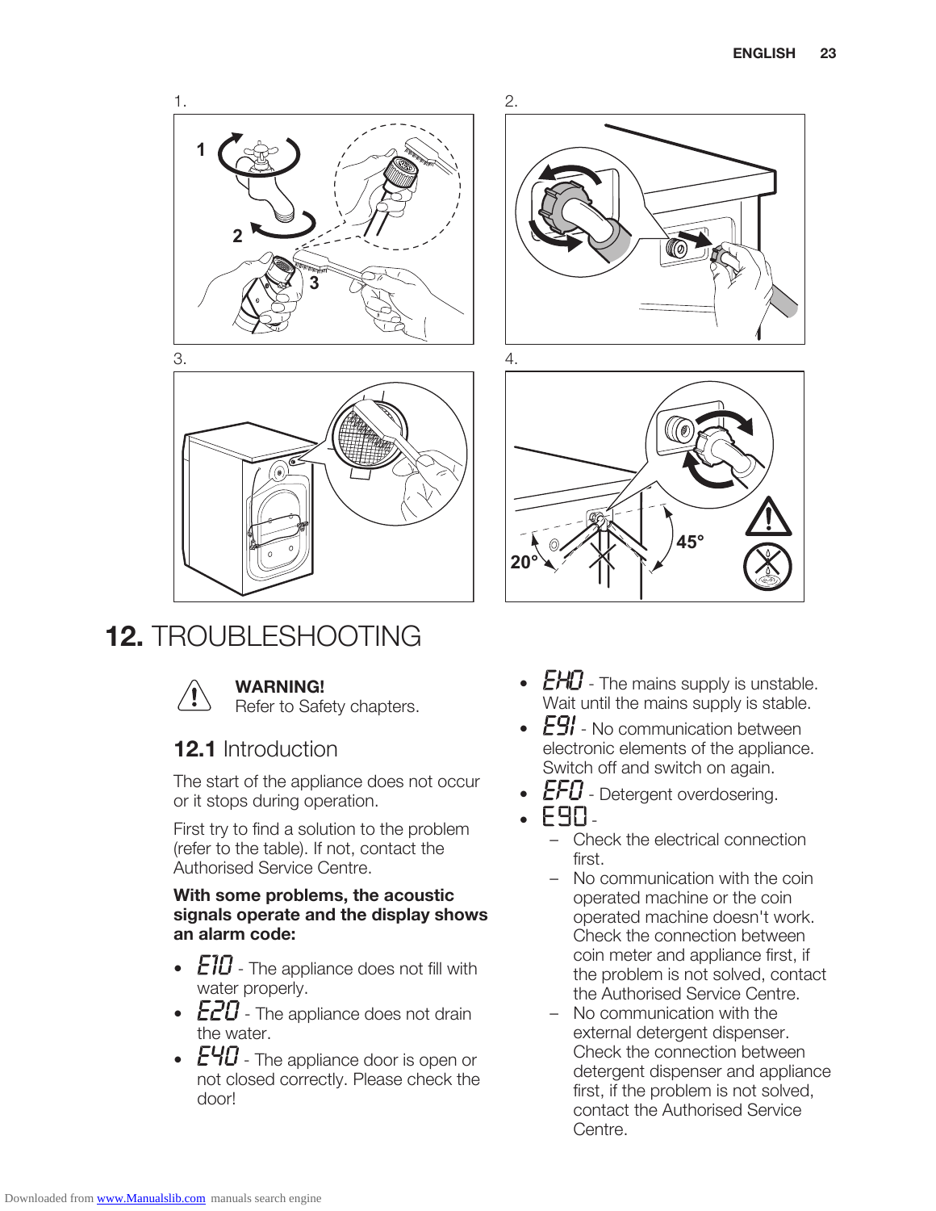1.

2.

3.

4.

## 12. TROUBLESHOOTING

**WARNING!**
Refer to Safety chapters.

### 12.1 Introduction

The start of the appliance does not occur or it stops during operation.

First try to find a solution to the problem (refer to the table). If not, contact the Authorised Service Centre.

**With some problems, the acoustic signals operate and the display shows an alarm code:**

- E10 - The appliance does not fill with water properly.
- E20 - The appliance does not drain the water.
- E40 - The appliance door is open or not closed correctly. Please check the door!
- EH0 - The mains supply is unstable. Wait until the mains supply is stable.
- E91 - No communication between electronic elements of the appliance. Switch off and switch on again.
- EF0 - Detergent overdosering.
- E90 -
  - Check the electrical connection first.
  - No communication with the coin operated machine or the coin operated machine doesn't work. Check the connection between coin meter and appliance first, if the problem is not solved, contact the Authorised Service Centre.
  - No communication with the external detergent dispenser. Check the connection between detergent dispenser and appliance first, if the problem is not solved, contact the Authorised Service Centre.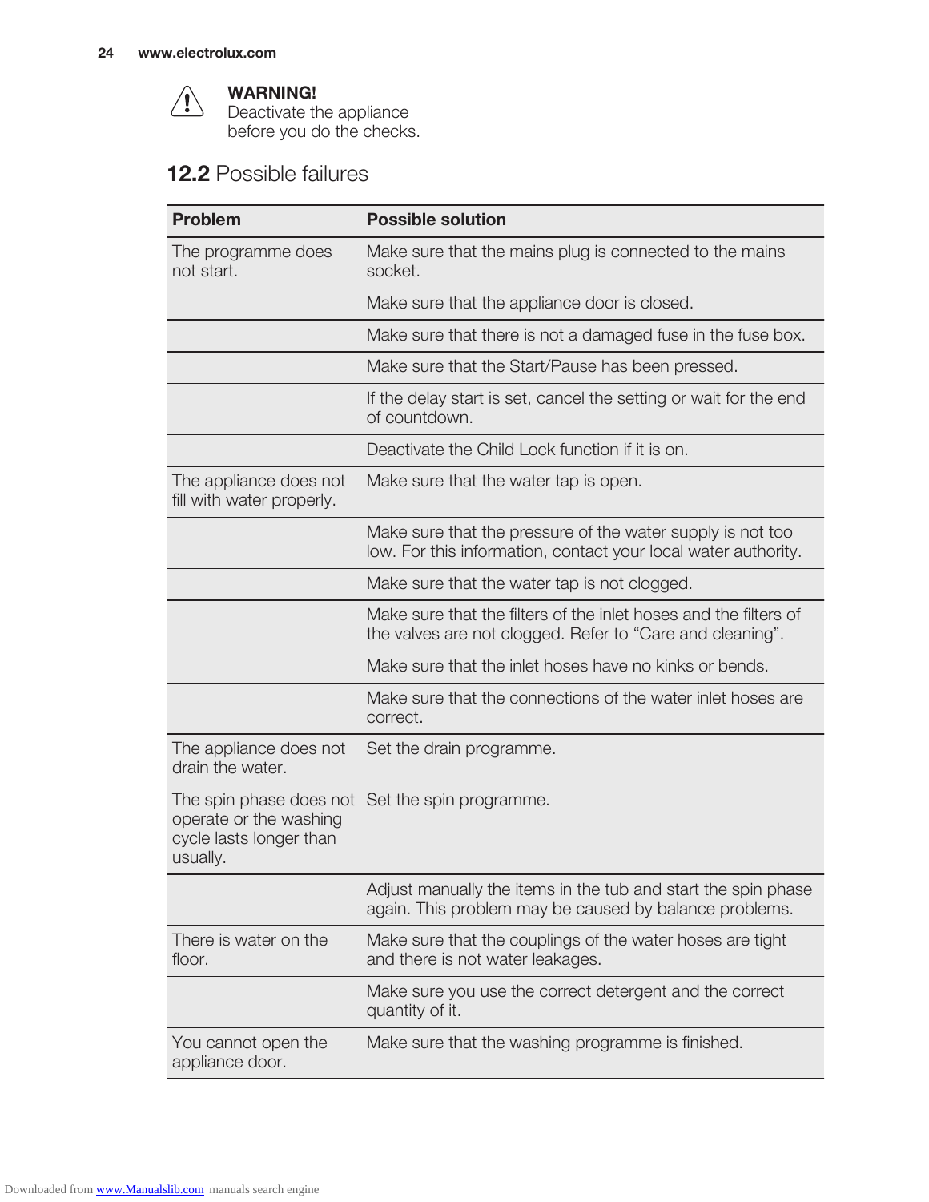**WARNING!**
Deactivate the appliance before you do the checks.

## 12.2 Possible failures

| Problem | Possible solution |
|---|---|
| The programme does not start. | Make sure that the mains plug is connected to the mains socket. |
| | Make sure that the appliance door is closed. |
| | Make sure that there is not a damaged fuse in the fuse box. |
| | Make sure that the Start/Pause has been pressed. |
| | If the delay start is set, cancel the setting or wait for the end of countdown. |
| | Deactivate the Child Lock function if it is on. |
| The appliance does not fill with water properly. | Make sure that the water tap is open. |
| | Make sure that the pressure of the water supply is not too low. For this information, contact your local water authority. |
| | Make sure that the water tap is not clogged. |
| | Make sure that the filters of the inlet hoses and the filters of the valves are not clogged. Refer to “Care and cleaning”. |
| | Make sure that the inlet hoses have no kinks or bends. |
| | Make sure that the connections of the water inlet hoses are correct. |
| The appliance does not drain the water. | Set the drain programme. |
| The spin phase does not operate or the washing cycle lasts longer than usually. | Set the spin programme. |
| | Adjust manually the items in the tub and start the spin phase again. This problem may be caused by balance problems. |
| There is water on the floor. | Make sure that the couplings of the water hoses are tight and there is not water leakages. |
| | Make sure you use the correct detergent and the correct quantity of it. |
| You cannot open the appliance door. | Make sure that the washing programme is finished. |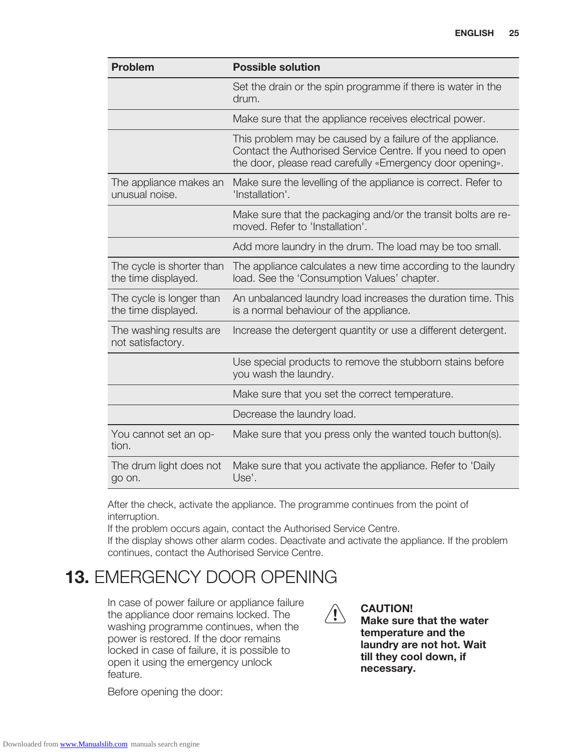| Problem | Possible solution |
|---|---|
| | Set the drain or the spin programme if there is water in the drum. |
| | Make sure that the appliance receives electrical power. |
| | This problem may be caused by a failure of the appliance. Contact the Authorised Service Centre. If you need to open the door, please read carefully «Emergency door opening». |
| The appliance makes an unusual noise. | Make sure the levelling of the appliance is correct. Refer to 'Installation'. |
| | Make sure that the packaging and/or the transit bolts are removed. Refer to 'Installation'. |
| | Add more laundry in the drum. The load may be too small. |
| The cycle is shorter than the time displayed. | The appliance calculates a new time according to the laundry load. See the 'Consumption Values' chapter. |
| The cycle is longer than the time displayed. | An unbalanced laundry load increases the duration time. This is a normal behaviour of the appliance. |
| The washing results are not satisfactory. | Increase the detergent quantity or use a different detergent. |
| | Use special products to remove the stubborn stains before you wash the laundry. |
| | Make sure that you set the correct temperature. |
| | Decrease the laundry load. |
| You cannot set an option. | Make sure that you press only the wanted touch button(s). |
| The drum light does not go on. | Make sure that you activate the appliance. Refer to 'Daily Use'. |

After the check, activate the appliance. The programme continues from the point of interruption.
If the problem occurs again, contact the Authorised Service Centre.
If the display shows other alarm codes. Deactivate and activate the appliance. If the problem continues, contact the Authorised Service Centre.

# 13. EMERGENCY DOOR OPENING

In case of power failure or appliance failure the appliance door remains locked. The washing programme continues, when the power is restored. If the door remains locked in case of failure, it is possible to open it using the emergency unlock feature.

Before opening the door:

**CAUTION!**
**Make sure that the water temperature and the laundry are not hot. Wait till they cool down, if necessary.**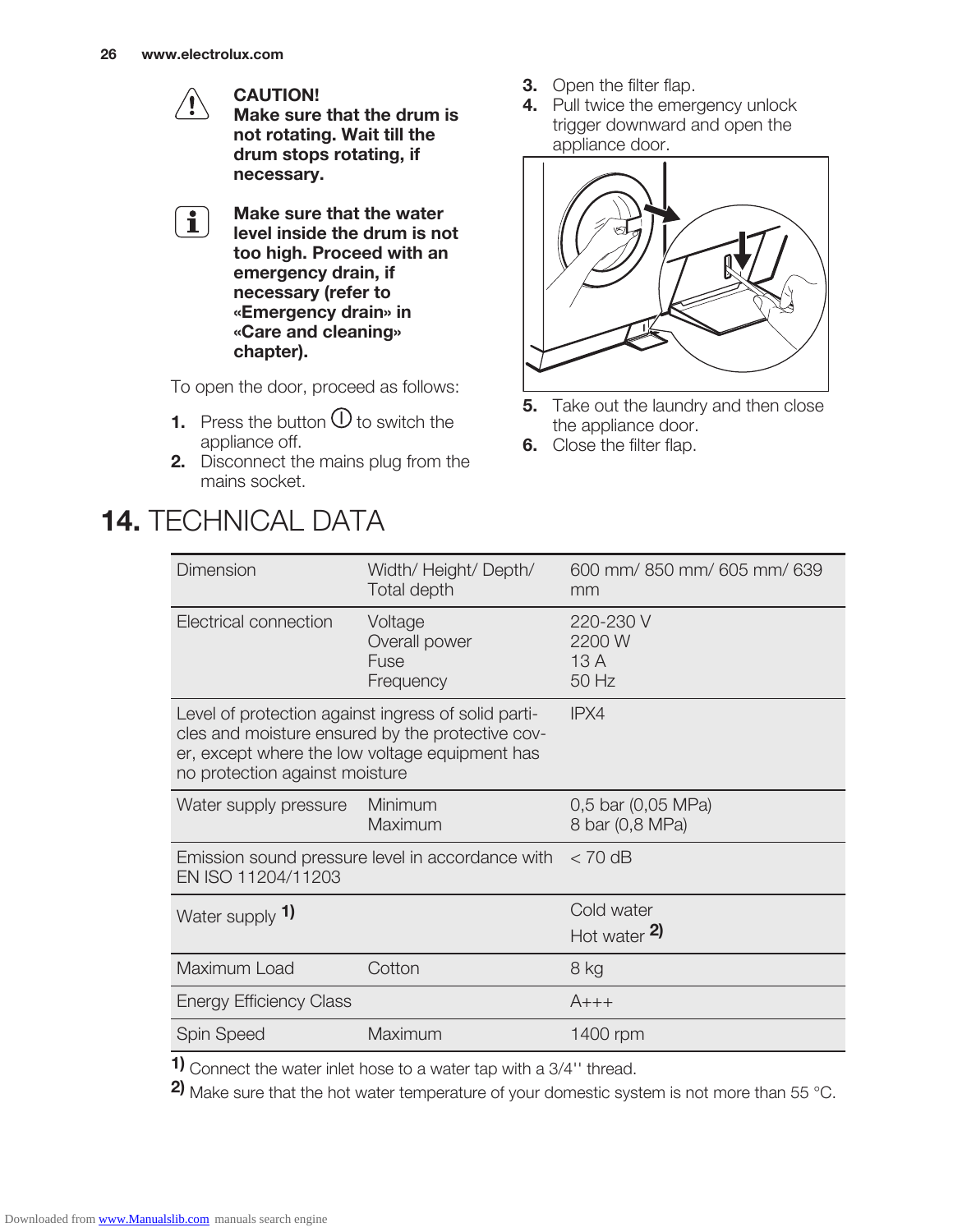**CAUTION!**
**Make sure that the drum is not rotating. Wait till the drum stops rotating, if necessary.**

**Make sure that the water level inside the drum is not too high. Proceed with an emergency drain, if necessary (refer to «Emergency drain» in «Care and cleaning» chapter).**

To open the door, proceed as follows:

1. Press the button ⏻ to switch the appliance off.
2. Disconnect the mains plug from the mains socket.
3. Open the filter flap.
4. Pull twice the emergency unlock trigger downward and open the appliance door.
5. Take out the laundry and then close the appliance door.
6. Close the filter flap.

# 14. TECHNICAL DATA

| | | |
|---|---|---|
| Dimension | Width/ Height/ Depth/ Total depth | 600 mm/ 850 mm/ 605 mm/ 639 mm |
| Electrical connection | Voltage<br>Overall power<br>Fuse<br>Frequency | 220-230 V<br>2200 W<br>13 A<br>50 Hz |
| Level of protection against ingress of solid particles and moisture ensured by the protective cover, except where the low voltage equipment has no protection against moisture | | IPX4 |
| Water supply pressure | Minimum<br>Maximum | 0,5 bar (0,05 MPa)<br>8 bar (0,8 MPa) |
| Emission sound pressure level in accordance with EN ISO 11204/11203 | | < 70 dB |
| Water supply [1] | | Cold water<br>Hot water [2] |
| Maximum Load | Cotton | 8 kg |
| Energy Efficiency Class | | A+++ |
| Spin Speed | Maximum | 1400 rpm |

[1] Connect the water inlet hose to a water tap with a 3/4'' thread.

[2] Make sure that the hot water temperature of your domestic system is not more than 55 °C.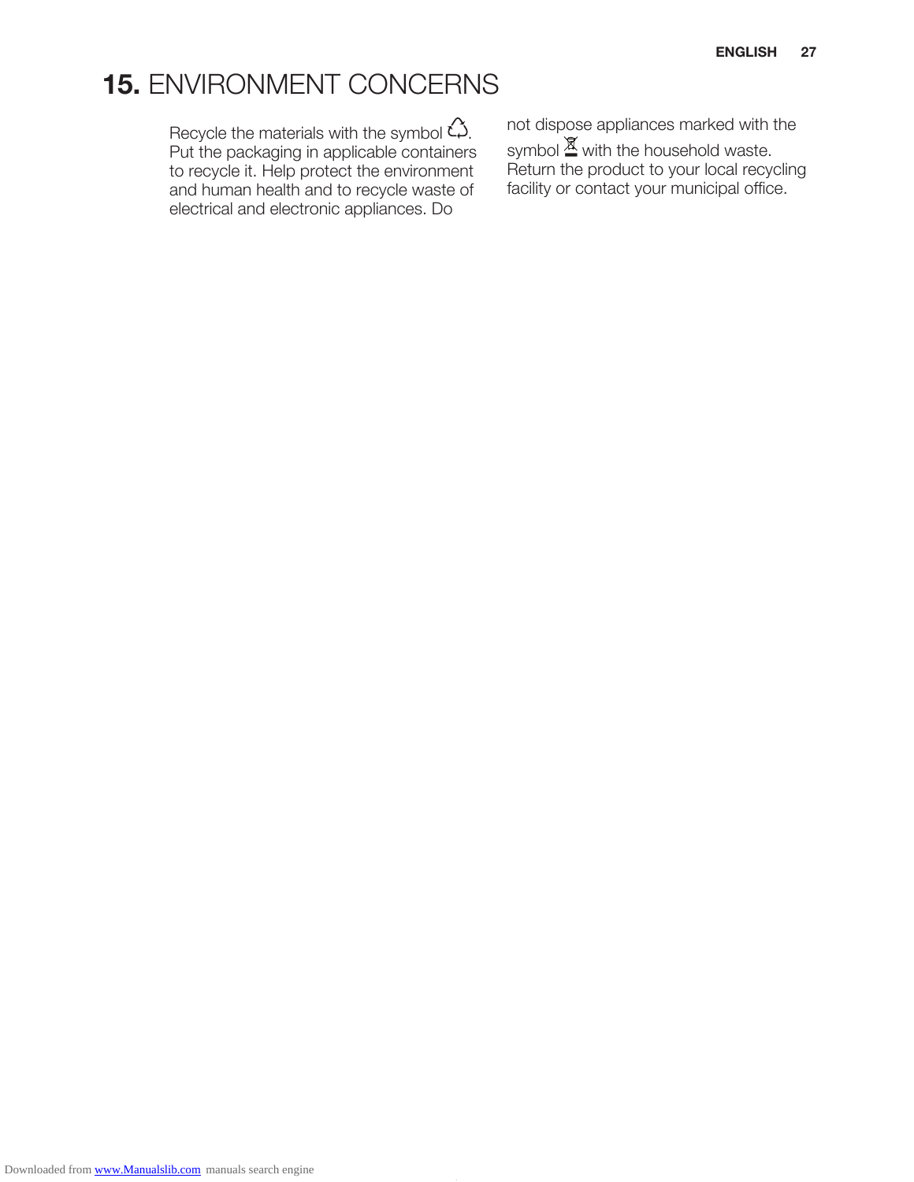# 15. ENVIRONMENT CONCERNS

Recycle the materials with the symbol ♲. Put the packaging in applicable containers to recycle it. Help protect the environment and human health and to recycle waste of electrical and electronic appliances. Do not dispose appliances marked with the symbol with the household waste. Return the product to your local recycling facility or contact your municipal office.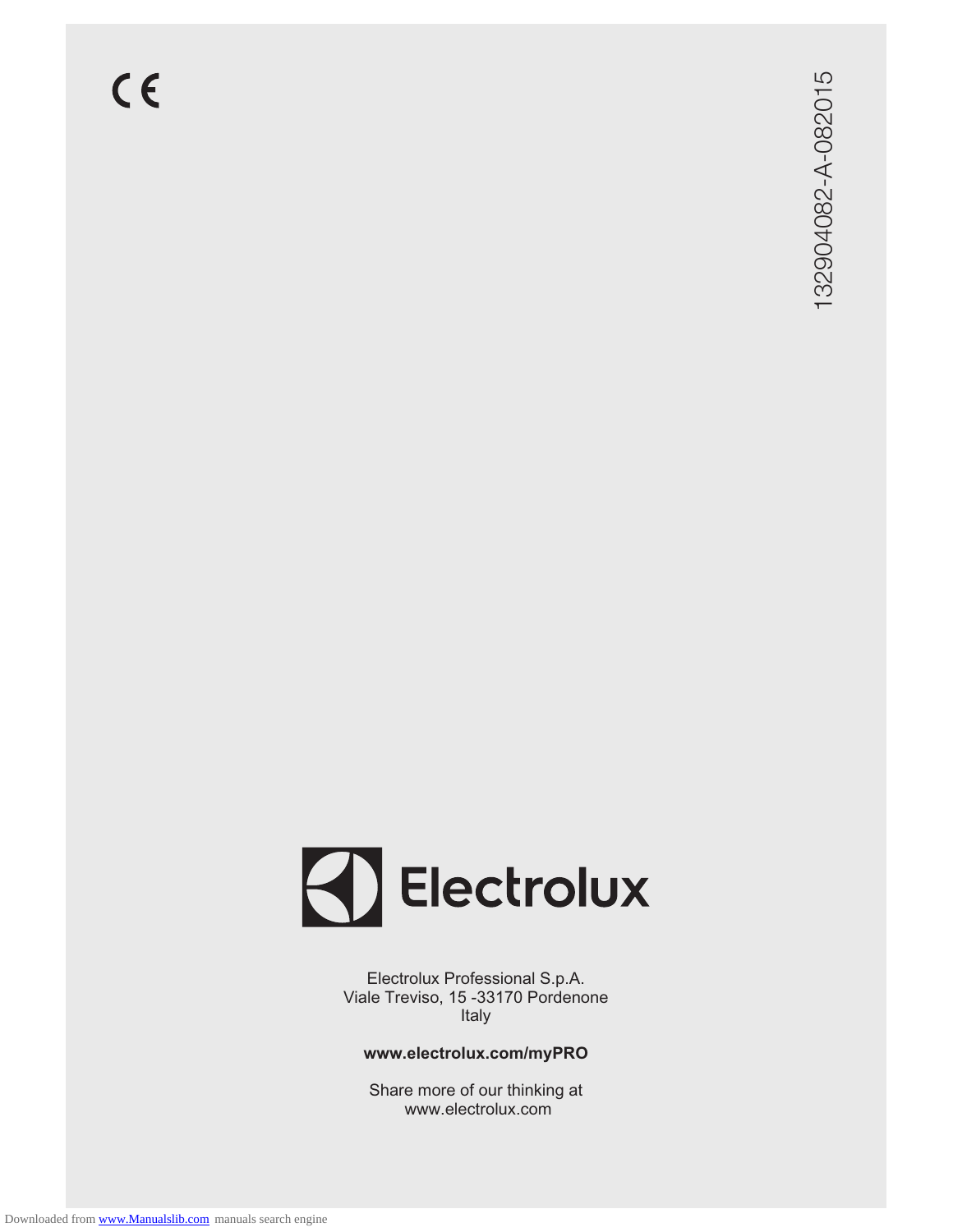CE

132904082-A-082015

Electrolux

Electrolux Professional S.p.A.
Viale Treviso, 15 -33170 Pordenone
Italy

**www.electrolux.com/myPRO**

Share more of our thinking at
www.electrolux.com